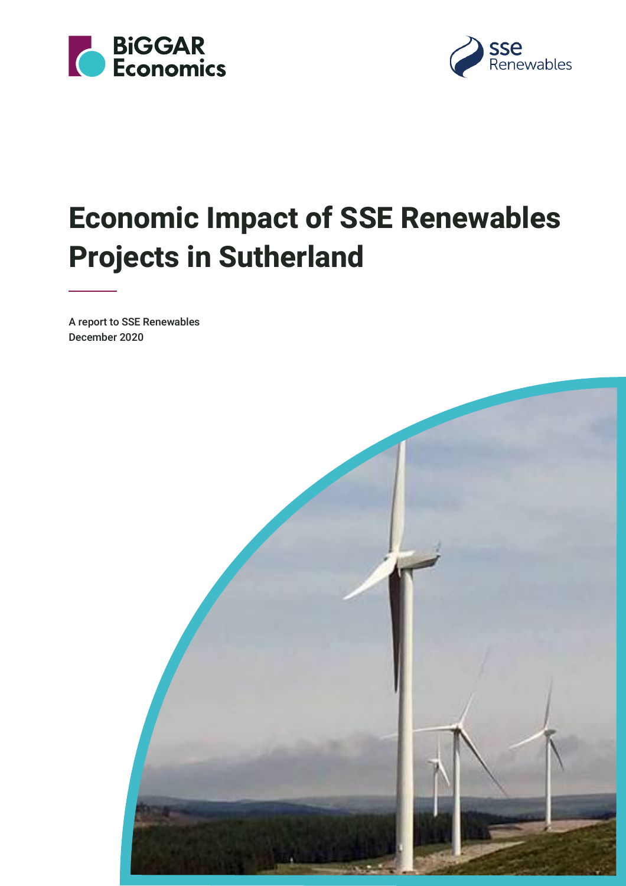BiGGAR Economics

sse Renewables

# Economic Impact of SSE Renewables Projects in Sutherland

A report to SSE Renewables
December 2020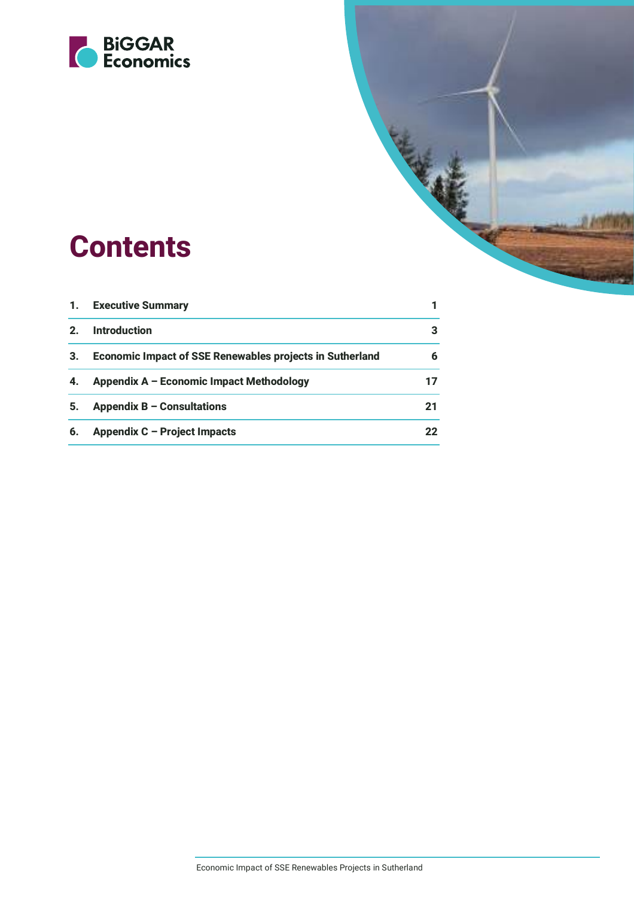# Contents

| | | |
|---|---|---|
| 1. | Executive Summary | 1 |
| 2. | Introduction | 3 |
| 3. | Economic Impact of SSE Renewables projects in Sutherland | 6 |
| 4. | Appendix A – Economic Impact Methodology | 17 |
| 5. | Appendix B – Consultations | 21 |
| 6. | Appendix C – Project Impacts | 22 |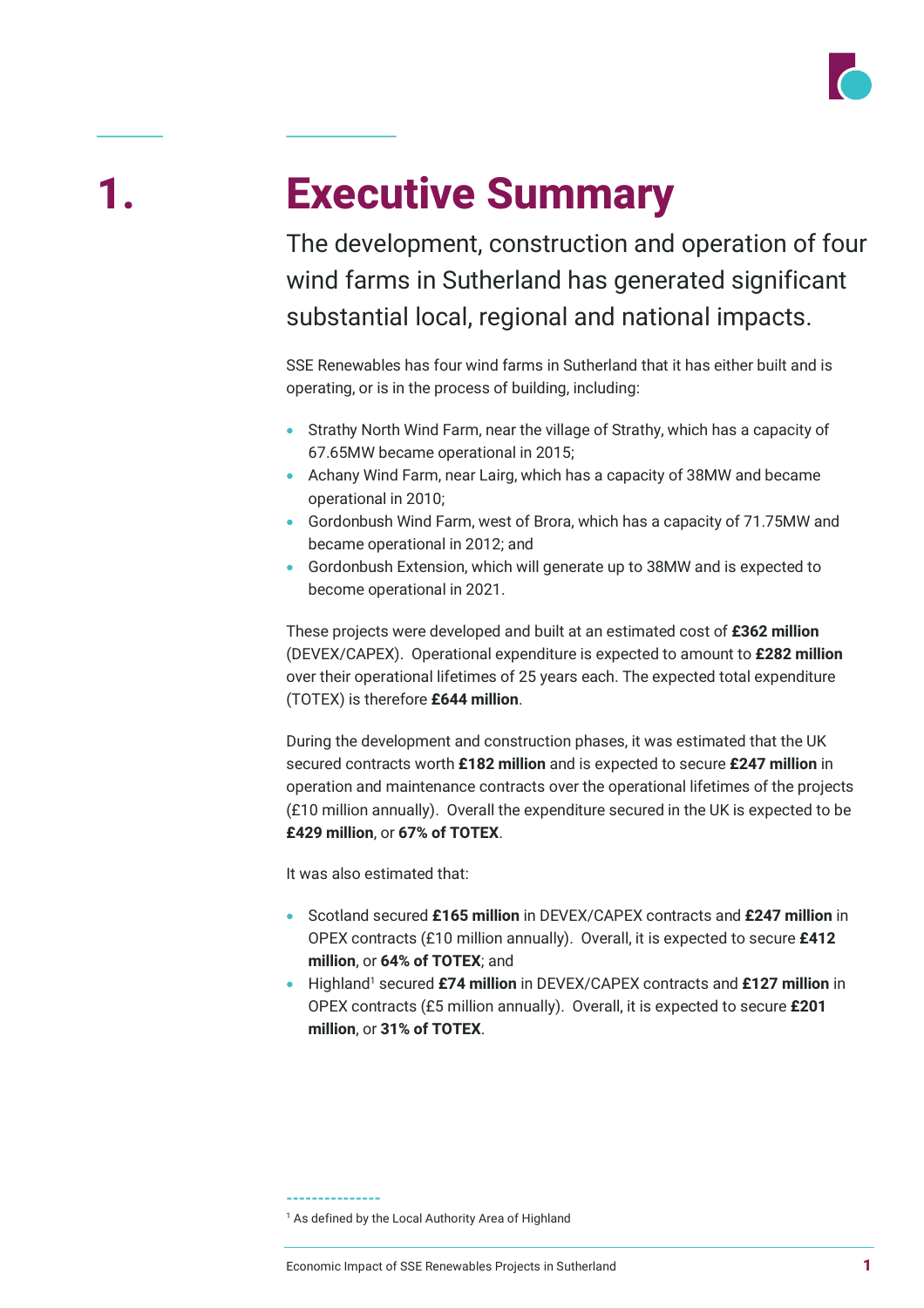# 1. Executive Summary

The development, construction and operation of four wind farms in Sutherland has generated significant substantial local, regional and national impacts.

SSE Renewables has four wind farms in Sutherland that it has either built and is operating, or is in the process of building, including:

- Strathy North Wind Farm, near the village of Strathy, which has a capacity of 67.65MW became operational in 2015;
- Achany Wind Farm, near Lairg, which has a capacity of 38MW and became operational in 2010;
- Gordonbush Wind Farm, west of Brora, which has a capacity of 71.75MW and became operational in 2012; and
- Gordonbush Extension, which will generate up to 38MW and is expected to become operational in 2021.

These projects were developed and built at an estimated cost of **£362 million** (DEVEX/CAPEX). Operational expenditure is expected to amount to **£282 million** over their operational lifetimes of 25 years each. The expected total expenditure (TOTEX) is therefore **£644 million**.

During the development and construction phases, it was estimated that the UK secured contracts worth **£182 million** and is expected to secure **£247 million** in operation and maintenance contracts over the operational lifetimes of the projects (£10 million annually). Overall the expenditure secured in the UK is expected to be **£429 million**, or **67% of TOTEX**.

It was also estimated that:

- Scotland secured **£165 million** in DEVEX/CAPEX contracts and **£247 million** in OPEX contracts (£10 million annually). Overall, it is expected to secure **£412 million**, or **64% of TOTEX**; and
- Highland[1] secured **£74 million** in DEVEX/CAPEX contracts and **£127 million** in OPEX contracts (£5 million annually). Overall, it is expected to secure **£201 million**, or **31% of TOTEX**.

[1] As defined by the Local Authority Area of Highland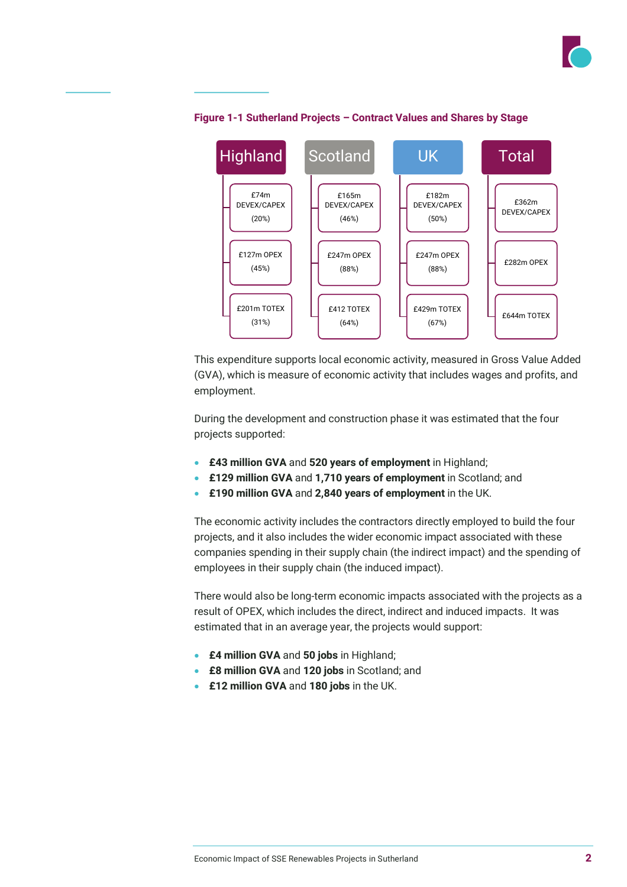**Figure 1-1 Sutherland Projects – Contract Values and Shares by Stage**

| Highland | Scotland | UK | Total |
|---|---|---|---|
| £74m DEVEX/CAPEX (20%) | £165m DEVEX/CAPEX (46%) | £182m DEVEX/CAPEX (50%) | £362m DEVEX/CAPEX |
| £127m OPEX (45%) | £247m OPEX (88%) | £247m OPEX (88%) | £282m OPEX |
| £201m TOTEX (31%) | £412 TOTEX (64%) | £429m TOTEX (67%) | £644m TOTEX |

This expenditure supports local economic activity, measured in Gross Value Added (GVA), which is measure of economic activity that includes wages and profits, and employment.

During the development and construction phase it was estimated that the four projects supported:

- **£43 million GVA** and **520 years of employment** in Highland;
- **£129 million GVA** and **1,710 years of employment** in Scotland; and
- **£190 million GVA** and **2,840 years of employment** in the UK.

The economic activity includes the contractors directly employed to build the four projects, and it also includes the wider economic impact associated with these companies spending in their supply chain (the indirect impact) and the spending of employees in their supply chain (the induced impact).

There would also be long-term economic impacts associated with the projects as a result of OPEX, which includes the direct, indirect and induced impacts. It was estimated that in an average year, the projects would support:

- **£4 million GVA** and **50 jobs** in Highland;
- **£8 million GVA** and **120 jobs** in Scotland; and
- **£12 million GVA** and **180 jobs** in the UK.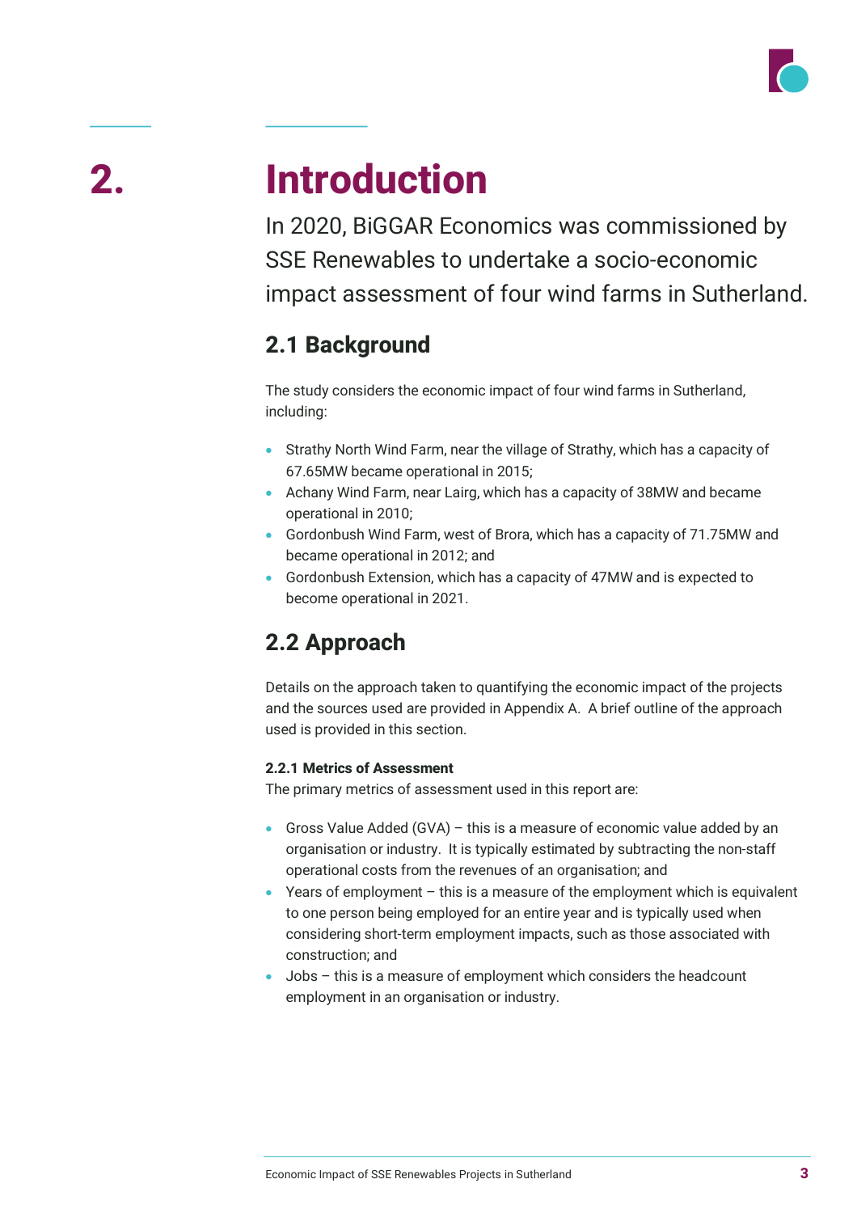# 2. Introduction

In 2020, BiGGAR Economics was commissioned by SSE Renewables to undertake a socio-economic impact assessment of four wind farms in Sutherland.

## 2.1 Background

The study considers the economic impact of four wind farms in Sutherland, including:

- Strathy North Wind Farm, near the village of Strathy, which has a capacity of 67.65MW became operational in 2015;
- Achany Wind Farm, near Lairg, which has a capacity of 38MW and became operational in 2010;
- Gordonbush Wind Farm, west of Brora, which has a capacity of 71.75MW and became operational in 2012; and
- Gordonbush Extension, which has a capacity of 47MW and is expected to become operational in 2021.

## 2.2 Approach

Details on the approach taken to quantifying the economic impact of the projects and the sources used are provided in Appendix A. A brief outline of the approach used is provided in this section.

### 2.2.1 Metrics of Assessment

The primary metrics of assessment used in this report are:

- Gross Value Added (GVA) – this is a measure of economic value added by an organisation or industry. It is typically estimated by subtracting the non-staff operational costs from the revenues of an organisation; and
- Years of employment – this is a measure of the employment which is equivalent to one person being employed for an entire year and is typically used when considering short-term employment impacts, such as those associated with construction; and
- Jobs – this is a measure of employment which considers the headcount employment in an organisation or industry.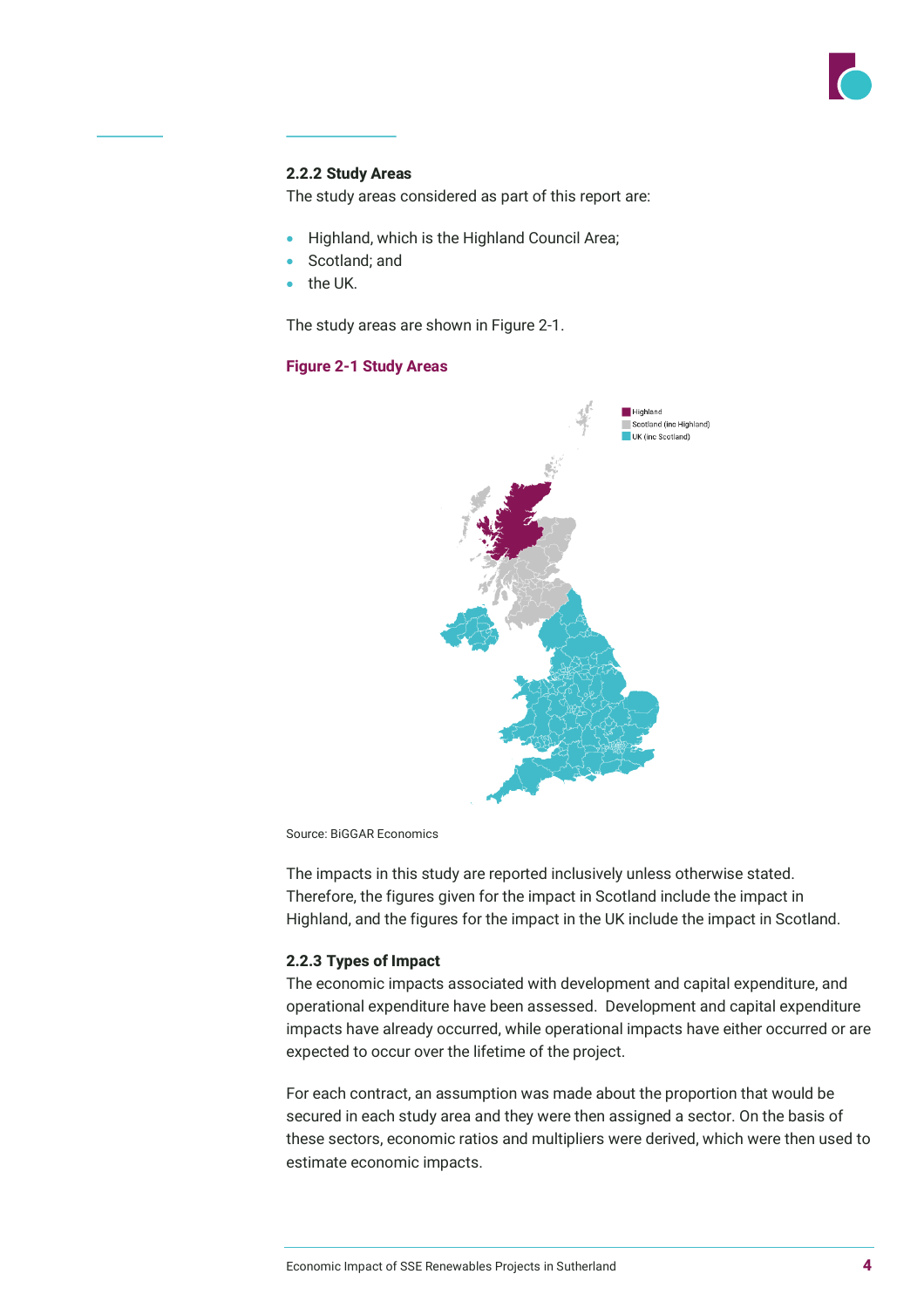### 2.2.2 Study Areas

The study areas considered as part of this report are:

- Highland, which is the Highland Council Area;
- Scotland; and
- the UK.

The study areas are shown in Figure 2-1.

**Figure 2-1 Study Areas**

Highland
Scotland (inc Highland)
UK (inc Scotland)

Source: BiGGAR Economics

The impacts in this study are reported inclusively unless otherwise stated. Therefore, the figures given for the impact in Scotland include the impact in Highland, and the figures for the impact in the UK include the impact in Scotland.

### 2.2.3 Types of Impact

The economic impacts associated with development and capital expenditure, and operational expenditure have been assessed. Development and capital expenditure impacts have already occurred, while operational impacts have either occurred or are expected to occur over the lifetime of the project.

For each contract, an assumption was made about the proportion that would be secured in each study area and they were then assigned a sector. On the basis of these sectors, economic ratios and multipliers were derived, which were then used to estimate economic impacts.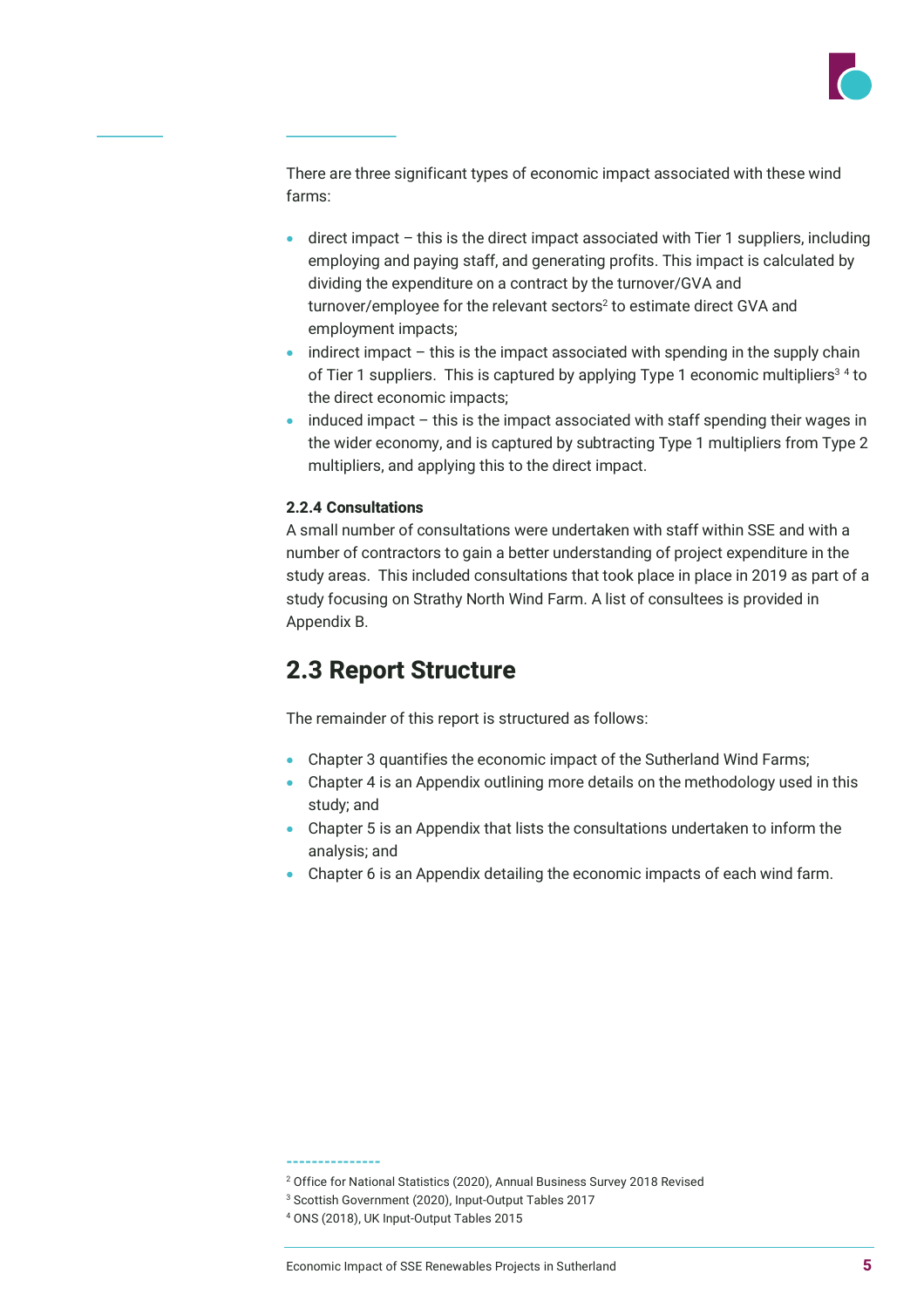There are three significant types of economic impact associated with these wind farms:

- direct impact – this is the direct impact associated with Tier 1 suppliers, including employing and paying staff, and generating profits. This impact is calculated by dividing the expenditure on a contract by the turnover/GVA and turnover/employee for the relevant sectors[2] to estimate direct GVA and employment impacts;
- indirect impact – this is the impact associated with spending in the supply chain of Tier 1 suppliers. This is captured by applying Type 1 economic multipliers[3] [4] to the direct economic impacts;
- induced impact – this is the impact associated with staff spending their wages in the wider economy, and is captured by subtracting Type 1 multipliers from Type 2 multipliers, and applying this to the direct impact.

**2.2.4 Consultations**

A small number of consultations were undertaken with staff within SSE and with a number of contractors to gain a better understanding of project expenditure in the study areas. This included consultations that took place in place in 2019 as part of a study focusing on Strathy North Wind Farm. A list of consultees is provided in Appendix B.

## 2.3 Report Structure

The remainder of this report is structured as follows:

- Chapter 3 quantifies the economic impact of the Sutherland Wind Farms;
- Chapter 4 is an Appendix outlining more details on the methodology used in this study; and
- Chapter 5 is an Appendix that lists the consultations undertaken to inform the analysis; and
- Chapter 6 is an Appendix detailing the economic impacts of each wind farm.

---

[2] Office for National Statistics (2020), Annual Business Survey 2018 Revised

[3] Scottish Government (2020), Input-Output Tables 2017

[4] ONS (2018), UK Input-Output Tables 2015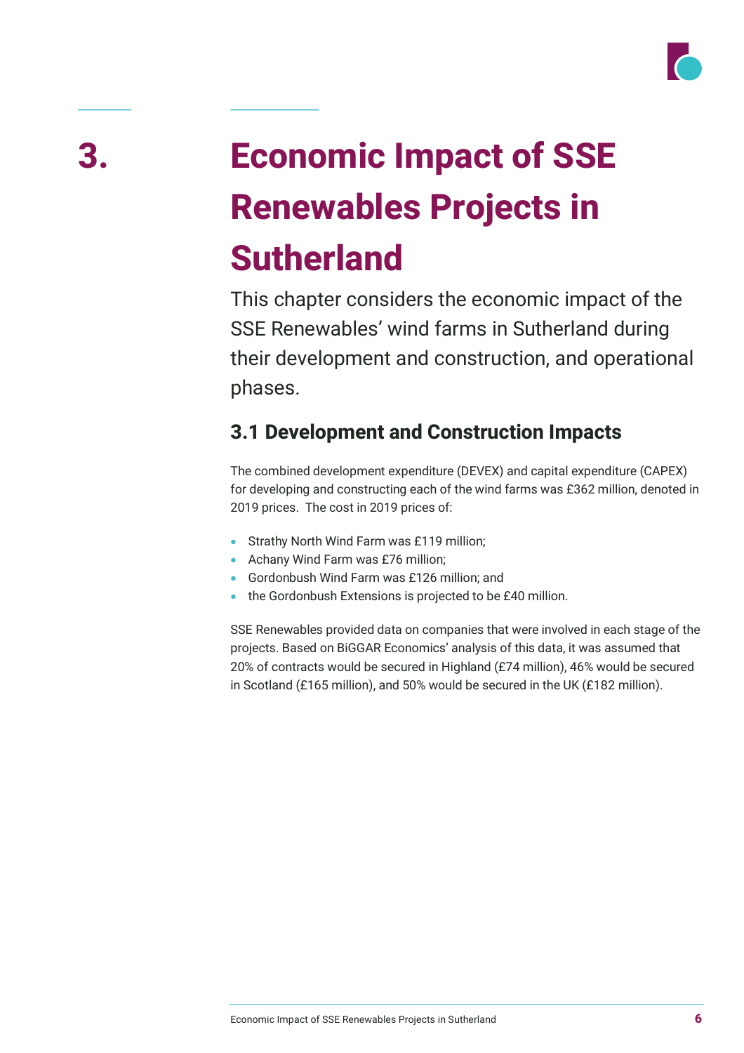# 3. Economic Impact of SSE Renewables Projects in Sutherland

This chapter considers the economic impact of the SSE Renewables' wind farms in Sutherland during their development and construction, and operational phases.

## 3.1 Development and Construction Impacts

The combined development expenditure (DEVEX) and capital expenditure (CAPEX) for developing and constructing each of the wind farms was £362 million, denoted in 2019 prices. The cost in 2019 prices of:

- Strathy North Wind Farm was £119 million;
- Achany Wind Farm was £76 million;
- Gordonbush Wind Farm was £126 million; and
- the Gordonbush Extensions is projected to be £40 million.

SSE Renewables provided data on companies that were involved in each stage of the projects. Based on BiGGAR Economics' analysis of this data, it was assumed that 20% of contracts would be secured in Highland (£74 million), 46% would be secured in Scotland (£165 million), and 50% would be secured in the UK (£182 million).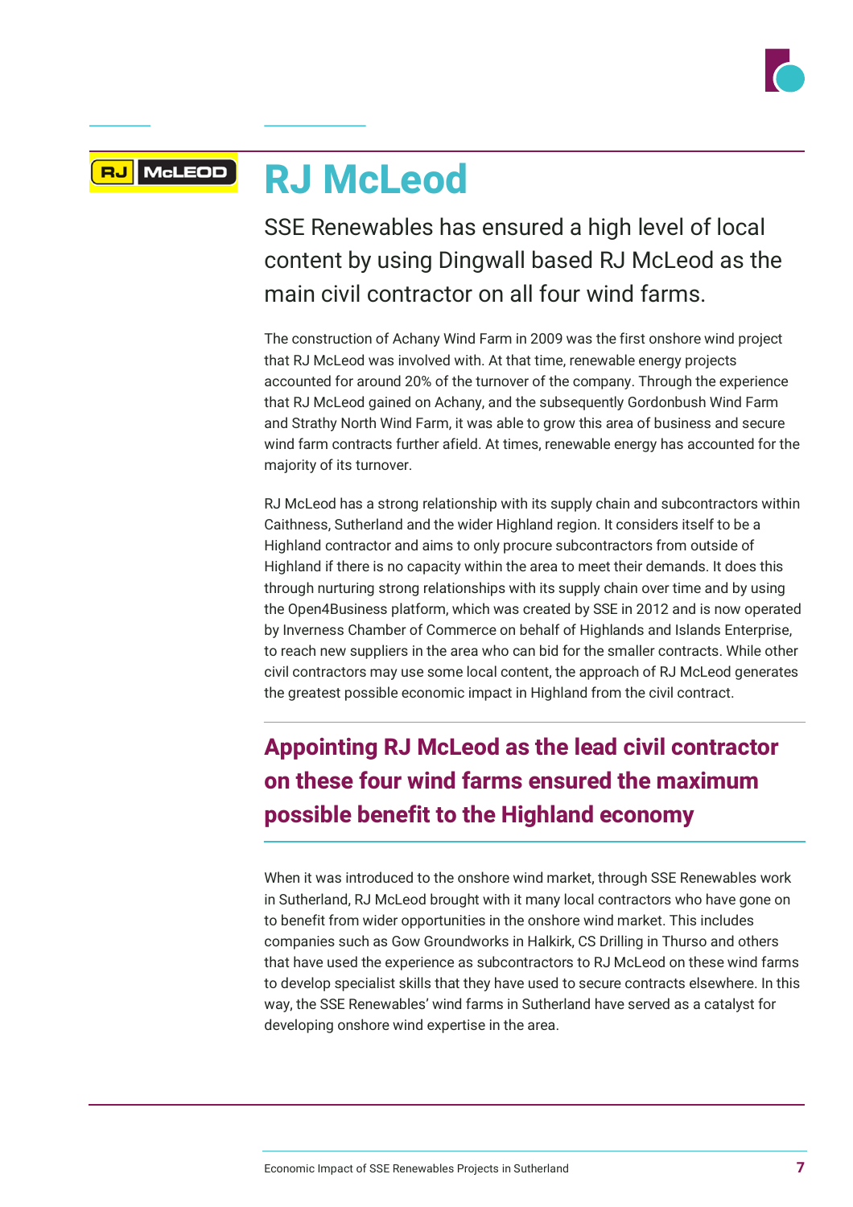# RJ McLeod

SSE Renewables has ensured a high level of local content by using Dingwall based RJ McLeod as the main civil contractor on all four wind farms.

The construction of Achany Wind Farm in 2009 was the first onshore wind project that RJ McLeod was involved with. At that time, renewable energy projects accounted for around 20% of the turnover of the company. Through the experience that RJ McLeod gained on Achany, and the subsequently Gordonbush Wind Farm and Strathy North Wind Farm, it was able to grow this area of business and secure wind farm contracts further afield. At times, renewable energy has accounted for the majority of its turnover.

RJ McLeod has a strong relationship with its supply chain and subcontractors within Caithness, Sutherland and the wider Highland region. It considers itself to be a Highland contractor and aims to only procure subcontractors from outside of Highland if there is no capacity within the area to meet their demands. It does this through nurturing strong relationships with its supply chain over time and by using the Open4Business platform, which was created by SSE in 2012 and is now operated by Inverness Chamber of Commerce on behalf of Highlands and Islands Enterprise, to reach new suppliers in the area who can bid for the smaller contracts. While other civil contractors may use some local content, the approach of RJ McLeod generates the greatest possible economic impact in Highland from the civil contract.

**Appointing RJ McLeod as the lead civil contractor on these four wind farms ensured the maximum possible benefit to the Highland economy**

When it was introduced to the onshore wind market, through SSE Renewables work in Sutherland, RJ McLeod brought with it many local contractors who have gone on to benefit from wider opportunities in the onshore wind market. This includes companies such as Gow Groundworks in Halkirk, CS Drilling in Thurso and others that have used the experience as subcontractors to RJ McLeod on these wind farms to develop specialist skills that they have used to secure contracts elsewhere. In this way, the SSE Renewables' wind farms in Sutherland have served as a catalyst for developing onshore wind expertise in the area.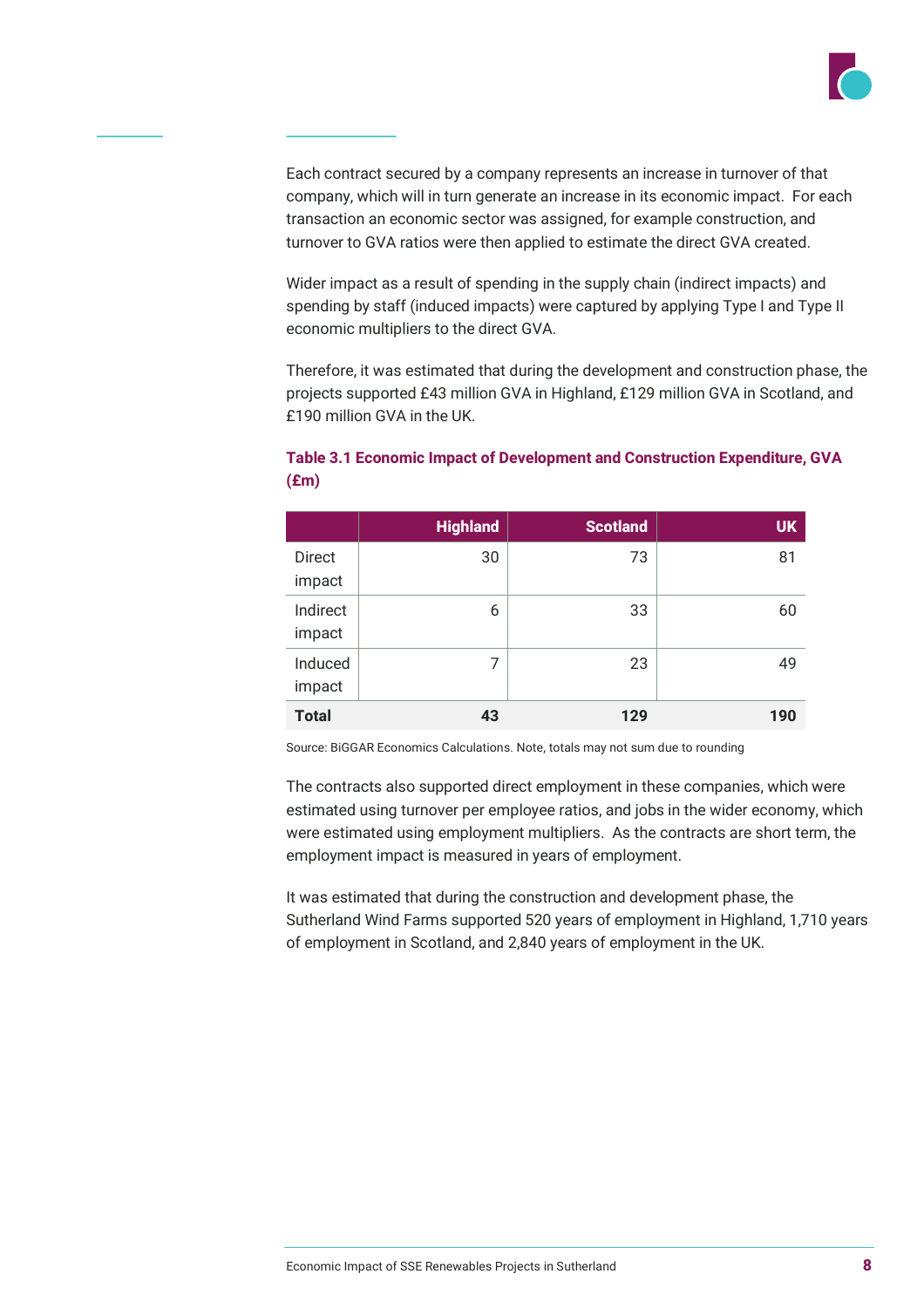Each contract secured by a company represents an increase in turnover of that company, which will in turn generate an increase in its economic impact. For each transaction an economic sector was assigned, for example construction, and turnover to GVA ratios were then applied to estimate the direct GVA created.

Wider impact as a result of spending in the supply chain (indirect impacts) and spending by staff (induced impacts) were captured by applying Type I and Type II economic multipliers to the direct GVA.

Therefore, it was estimated that during the development and construction phase, the projects supported £43 million GVA in Highland, £129 million GVA in Scotland, and £190 million GVA in the UK.

**Table 3.1 Economic Impact of Development and Construction Expenditure, GVA (£m)**

| | Highland | Scotland | UK |
|---|---|---|---|
| Direct impact | 30 | 73 | 81 |
| Indirect impact | 6 | 33 | 60 |
| Induced impact | 7 | 23 | 49 |
| **Total** | **43** | **129** | **190** |

Source: BiGGAR Economics Calculations. Note, totals may not sum due to rounding

The contracts also supported direct employment in these companies, which were estimated using turnover per employee ratios, and jobs in the wider economy, which were estimated using employment multipliers. As the contracts are short term, the employment impact is measured in years of employment.

It was estimated that during the construction and development phase, the Sutherland Wind Farms supported 520 years of employment in Highland, 1,710 years of employment in Scotland, and 2,840 years of employment in the UK.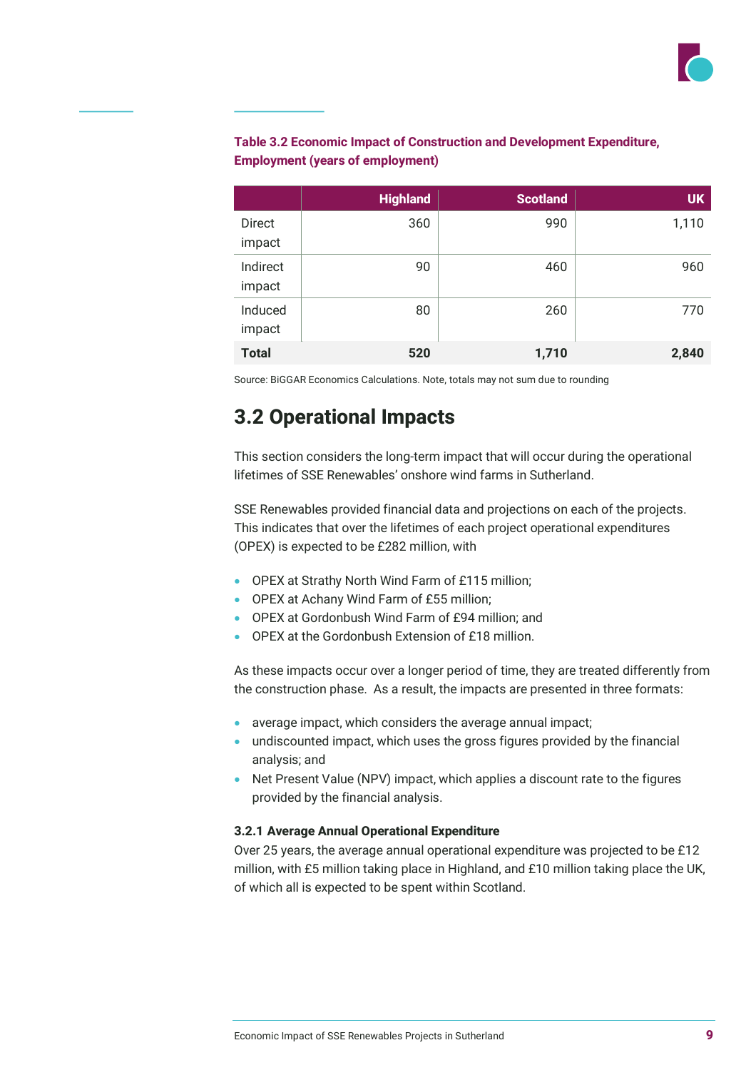**Table 3.2 Economic Impact of Construction and Development Expenditure, Employment (years of employment)**

| | Highland | Scotland | UK |
|---|---|---|---|
| Direct impact | 360 | 990 | 1,110 |
| Indirect impact | 90 | 460 | 960 |
| Induced impact | 80 | 260 | 770 |
| **Total** | **520** | **1,710** | **2,840** |

Source: BiGGAR Economics Calculations. Note, totals may not sum due to rounding

## 3.2 Operational Impacts

This section considers the long-term impact that will occur during the operational lifetimes of SSE Renewables' onshore wind farms in Sutherland.

SSE Renewables provided financial data and projections on each of the projects. This indicates that over the lifetimes of each project operational expenditures (OPEX) is expected to be £282 million, with

- OPEX at Strathy North Wind Farm of £115 million;
- OPEX at Achany Wind Farm of £55 million;
- OPEX at Gordonbush Wind Farm of £94 million; and
- OPEX at the Gordonbush Extension of £18 million.

As these impacts occur over a longer period of time, they are treated differently from the construction phase. As a result, the impacts are presented in three formats:

- average impact, which considers the average annual impact;
- undiscounted impact, which uses the gross figures provided by the financial analysis; and
- Net Present Value (NPV) impact, which applies a discount rate to the figures provided by the financial analysis.

#### 3.2.1 Average Annual Operational Expenditure

Over 25 years, the average annual operational expenditure was projected to be £12 million, with £5 million taking place in Highland, and £10 million taking place the UK, of which all is expected to be spent within Scotland.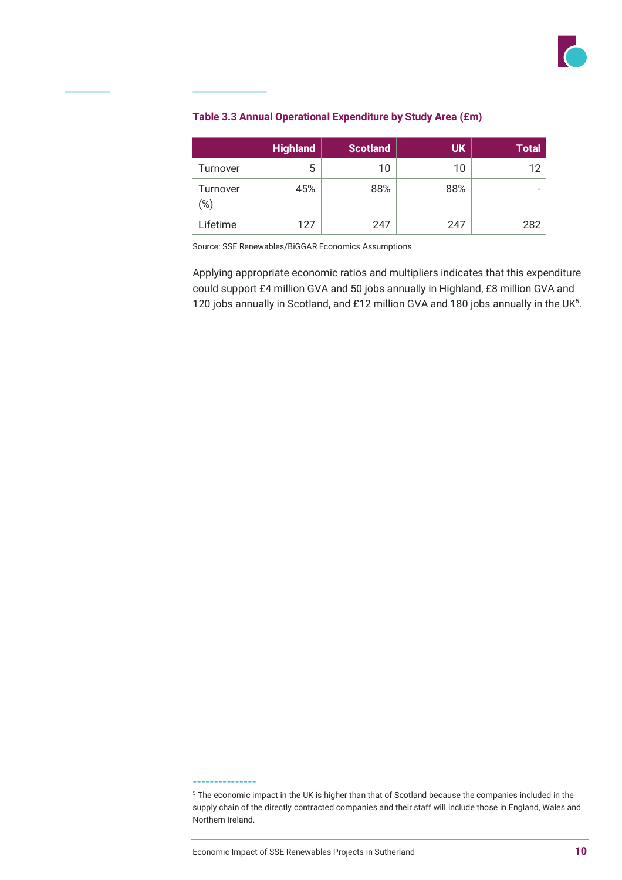**Table 3.3 Annual Operational Expenditure by Study Area (£m)**

| | Highland | Scotland | UK | Total |
|---|---|---|---|---|
| Turnover | 5 | 10 | 10 | 12 |
| Turnover (%) | 45% | 88% | 88% | - |
| Lifetime | 127 | 247 | 247 | 282 |

Source: SSE Renewables/BiGGAR Economics Assumptions

Applying appropriate economic ratios and multipliers indicates that this expenditure could support £4 million GVA and 50 jobs annually in Highland, £8 million GVA and 120 jobs annually in Scotland, and £12 million GVA and 180 jobs annually in the UK[5].

[5] The economic impact in the UK is higher than that of Scotland because the companies included in the supply chain of the directly contracted companies and their staff will include those in England, Wales and Northern Ireland.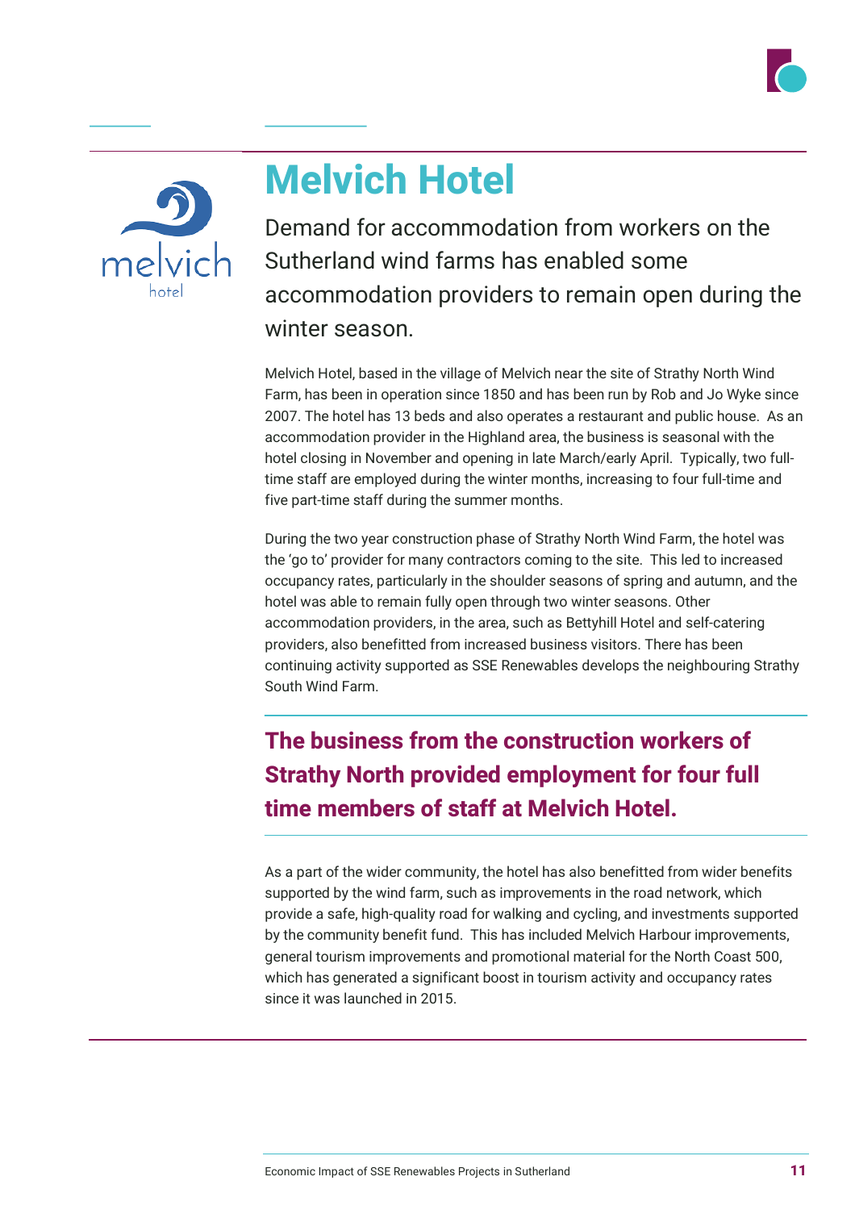# Melvich Hotel

Demand for accommodation from workers on the Sutherland wind farms has enabled some accommodation providers to remain open during the winter season.

Melvich Hotel, based in the village of Melvich near the site of Strathy North Wind Farm, has been in operation since 1850 and has been run by Rob and Jo Wyke since 2007. The hotel has 13 beds and also operates a restaurant and public house. As an accommodation provider in the Highland area, the business is seasonal with the hotel closing in November and opening in late March/early April. Typically, two full-time staff are employed during the winter months, increasing to four full-time and five part-time staff during the summer months.

During the two year construction phase of Strathy North Wind Farm, the hotel was the 'go to' provider for many contractors coming to the site. This led to increased occupancy rates, particularly in the shoulder seasons of spring and autumn, and the hotel was able to remain fully open through two winter seasons. Other accommodation providers, in the area, such as Bettyhill Hotel and self-catering providers, also benefitted from increased business visitors. There has been continuing activity supported as SSE Renewables develops the neighbouring Strathy South Wind Farm.

**The business from the construction workers of Strathy North provided employment for four full time members of staff at Melvich Hotel.**

As a part of the wider community, the hotel has also benefitted from wider benefits supported by the wind farm, such as improvements in the road network, which provide a safe, high-quality road for walking and cycling, and investments supported by the community benefit fund. This has included Melvich Harbour improvements, general tourism improvements and promotional material for the North Coast 500, which has generated a significant boost in tourism activity and occupancy rates since it was launched in 2015.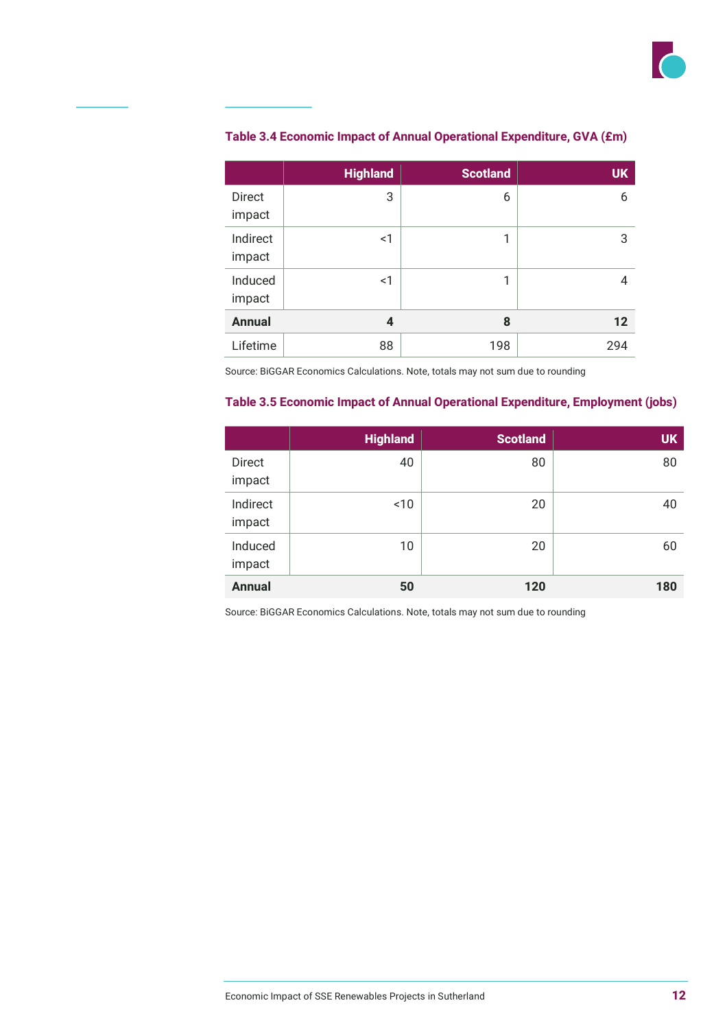**Table 3.4 Economic Impact of Annual Operational Expenditure, GVA (£m)**

| | Highland | Scotland | UK |
|---|---|---|---|
| Direct impact | 3 | 6 | 6 |
| Indirect impact | <1 | 1 | 3 |
| Induced impact | <1 | 1 | 4 |
| **Annual** | **4** | **8** | **12** |
| Lifetime | 88 | 198 | 294 |

Source: BiGGAR Economics Calculations. Note, totals may not sum due to rounding

**Table 3.5 Economic Impact of Annual Operational Expenditure, Employment (jobs)**

| | Highland | Scotland | UK |
|---|---|---|---|
| Direct impact | 40 | 80 | 80 |
| Indirect impact | <10 | 20 | 40 |
| Induced impact | 10 | 20 | 60 |
| **Annual** | **50** | **120** | **180** |

Source: BiGGAR Economics Calculations. Note, totals may not sum due to rounding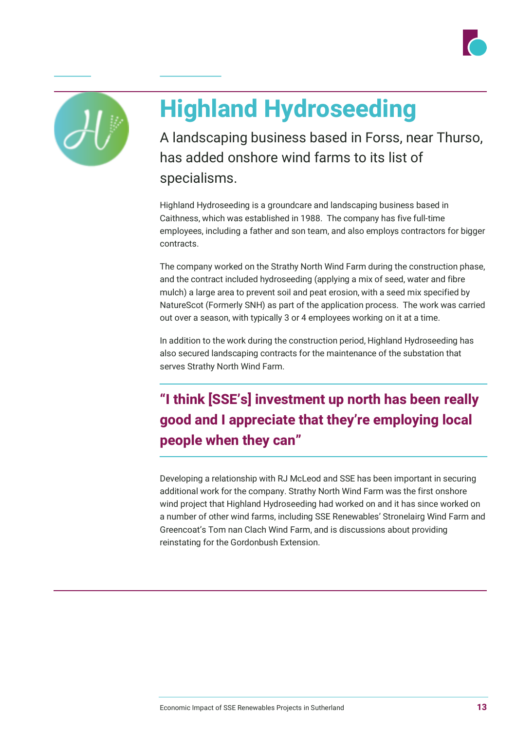# Highland Hydroseeding

A landscaping business based in Forss, near Thurso, has added onshore wind farms to its list of specialisms.

Highland Hydroseeding is a groundcare and landscaping business based in Caithness, which was established in 1988. The company has five full-time employees, including a father and son team, and also employs contractors for bigger contracts.

The company worked on the Strathy North Wind Farm during the construction phase, and the contract included hydroseeding (applying a mix of seed, water and fibre mulch) a large area to prevent soil and peat erosion, with a seed mix specified by NatureScot (Formerly SNH) as part of the application process. The work was carried out over a season, with typically 3 or 4 employees working on it at a time.

In addition to the work during the construction period, Highland Hydroseeding has also secured landscaping contracts for the maintenance of the substation that serves Strathy North Wind Farm.

**"I think [SSE's] investment up north has been really good and I appreciate that they're employing local people when they can"**

Developing a relationship with RJ McLeod and SSE has been important in securing additional work for the company. Strathy North Wind Farm was the first onshore wind project that Highland Hydroseeding had worked on and it has since worked on a number of other wind farms, including SSE Renewables' Stronelairg Wind Farm and Greencoat's Tom nan Clach Wind Farm, and is discussions about providing reinstating for the Gordonbush Extension.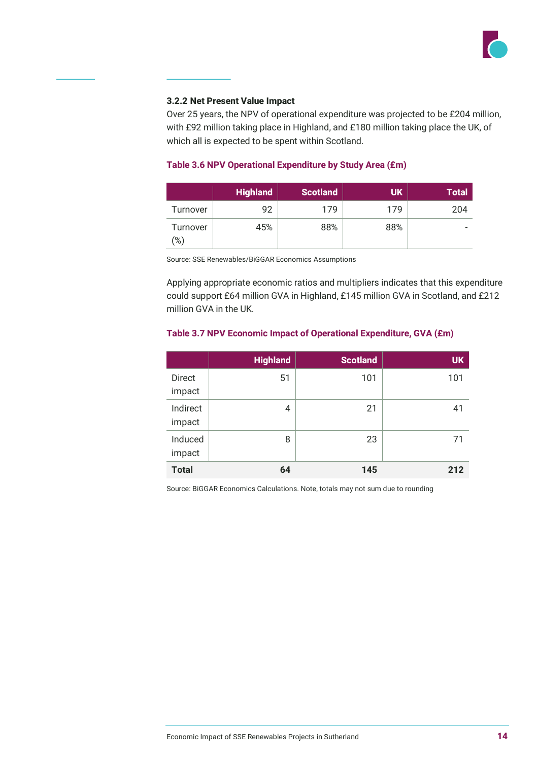### 3.2.2 Net Present Value Impact

Over 25 years, the NPV of operational expenditure was projected to be £204 million, with £92 million taking place in Highland, and £180 million taking place the UK, of which all is expected to be spent within Scotland.

**Table 3.6 NPV Operational Expenditure by Study Area (£m)**

| | Highland | Scotland | UK | Total |
|---|---|---|---|---|
| Turnover | 92 | 179 | 179 | 204 |
| Turnover (%) | 45% | 88% | 88% | - |

Source: SSE Renewables/BiGGAR Economics Assumptions

Applying appropriate economic ratios and multipliers indicates that this expenditure could support £64 million GVA in Highland, £145 million GVA in Scotland, and £212 million GVA in the UK.

**Table 3.7 NPV Economic Impact of Operational Expenditure, GVA (£m)**

| | Highland | Scotland | UK |
|---|---|---|---|
| Direct impact | 51 | 101 | 101 |
| Indirect impact | 4 | 21 | 41 |
| Induced impact | 8 | 23 | 71 |
| **Total** | **64** | **145** | **212** |

Source: BiGGAR Economics Calculations. Note, totals may not sum due to rounding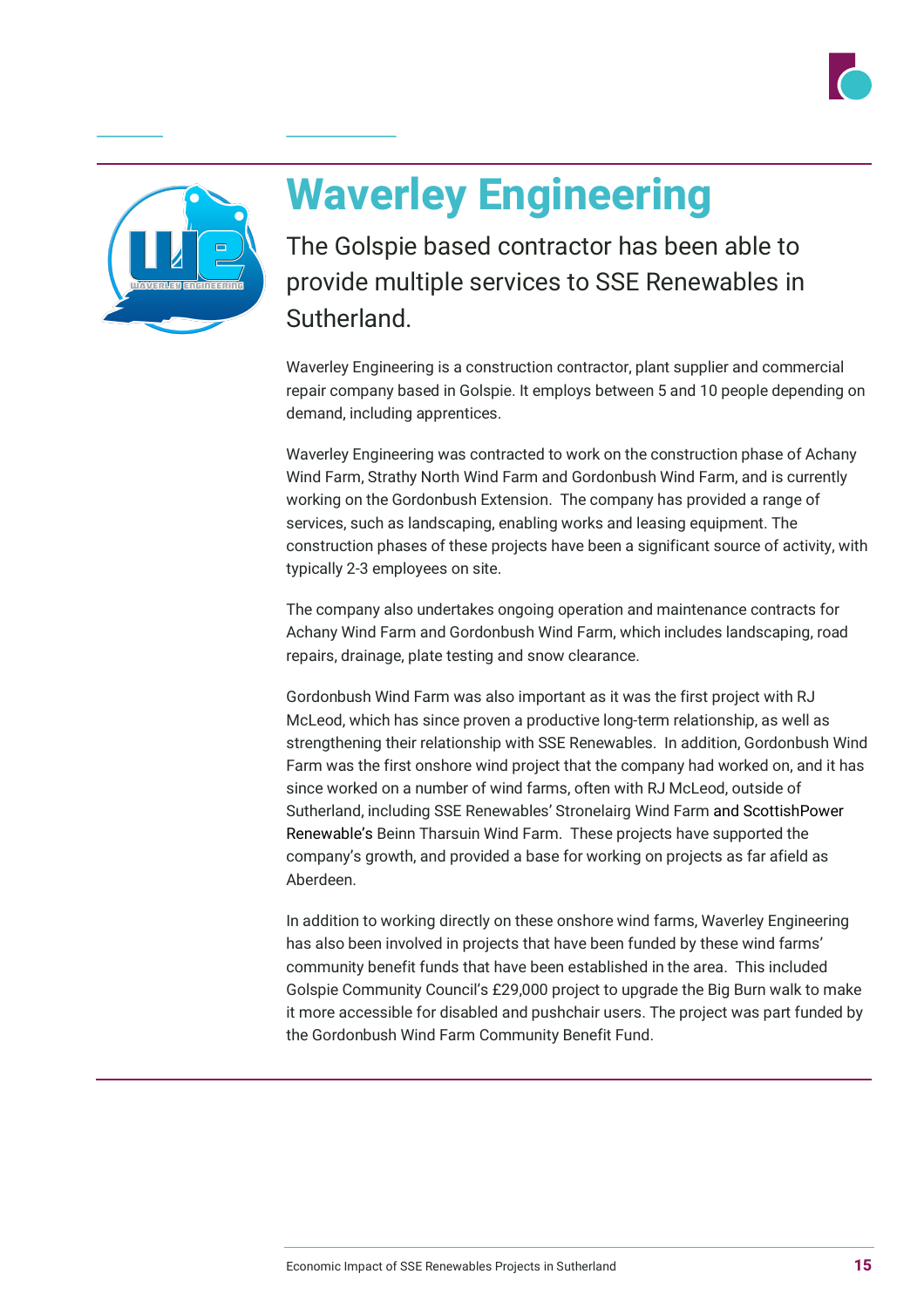# Waverley Engineering

The Golspie based contractor has been able to provide multiple services to SSE Renewables in Sutherland.

Waverley Engineering is a construction contractor, plant supplier and commercial repair company based in Golspie. It employs between 5 and 10 people depending on demand, including apprentices.

Waverley Engineering was contracted to work on the construction phase of Achany Wind Farm, Strathy North Wind Farm and Gordonbush Wind Farm, and is currently working on the Gordonbush Extension. The company has provided a range of services, such as landscaping, enabling works and leasing equipment. The construction phases of these projects have been a significant source of activity, with typically 2-3 employees on site.

The company also undertakes ongoing operation and maintenance contracts for Achany Wind Farm and Gordonbush Wind Farm, which includes landscaping, road repairs, drainage, plate testing and snow clearance.

Gordonbush Wind Farm was also important as it was the first project with RJ McLeod, which has since proven a productive long-term relationship, as well as strengthening their relationship with SSE Renewables. In addition, Gordonbush Wind Farm was the first onshore wind project that the company had worked on, and it has since worked on a number of wind farms, often with RJ McLeod, outside of Sutherland, including SSE Renewables' Stronelairg Wind Farm and ScottishPower Renewable's Beinn Tharsuin Wind Farm. These projects have supported the company's growth, and provided a base for working on projects as far afield as Aberdeen.

In addition to working directly on these onshore wind farms, Waverley Engineering has also been involved in projects that have been funded by these wind farms' community benefit funds that have been established in the area. This included Golspie Community Council's £29,000 project to upgrade the Big Burn walk to make it more accessible for disabled and pushchair users. The project was part funded by the Gordonbush Wind Farm Community Benefit Fund.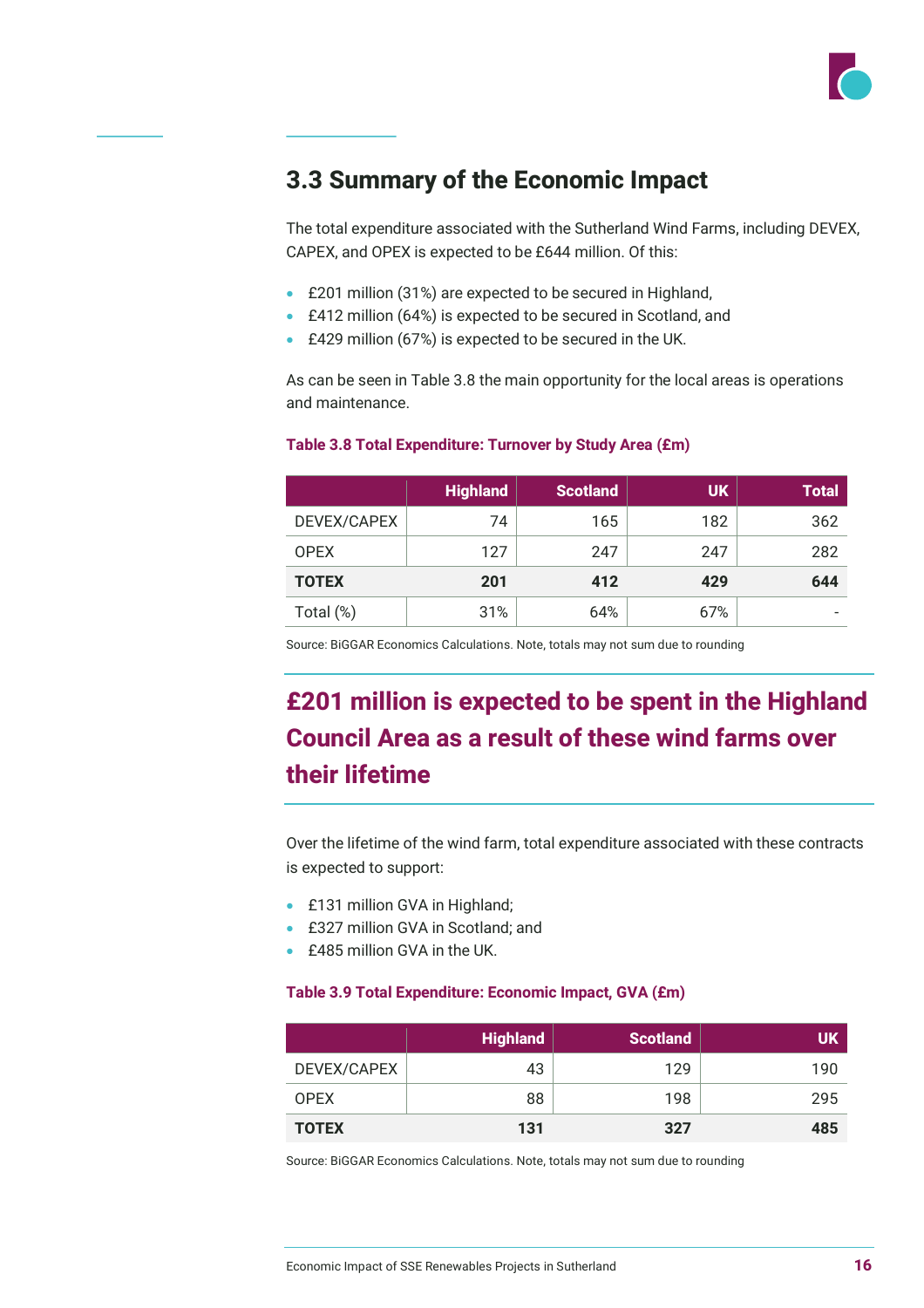## 3.3 Summary of the Economic Impact

The total expenditure associated with the Sutherland Wind Farms, including DEVEX, CAPEX, and OPEX is expected to be £644 million. Of this:

- £201 million (31%) are expected to be secured in Highland,
- £412 million (64%) is expected to be secured in Scotland, and
- £429 million (67%) is expected to be secured in the UK.

As can be seen in Table 3.8 the main opportunity for the local areas is operations and maintenance.

**Table 3.8 Total Expenditure: Turnover by Study Area (£m)**

| | Highland | Scotland | UK | Total |
|---|---|---|---|---|
| DEVEX/CAPEX | 74 | 165 | 182 | 362 |
| OPEX | 127 | 247 | 247 | 282 |
| **TOTEX** | **201** | **412** | **429** | **644** |
| Total (%) | 31% | 64% | 67% | - |

Source: BiGGAR Economics Calculations. Note, totals may not sum due to rounding

**£201 million is expected to be spent in the Highland Council Area as a result of these wind farms over their lifetime**

Over the lifetime of the wind farm, total expenditure associated with these contracts is expected to support:

- £131 million GVA in Highland;
- £327 million GVA in Scotland; and
- £485 million GVA in the UK.

**Table 3.9 Total Expenditure: Economic Impact, GVA (£m)**

| | Highland | Scotland | UK |
|---|---|---|---|
| DEVEX/CAPEX | 43 | 129 | 190 |
| OPEX | 88 | 198 | 295 |
| **TOTEX** | **131** | **327** | **485** |

Source: BiGGAR Economics Calculations. Note, totals may not sum due to rounding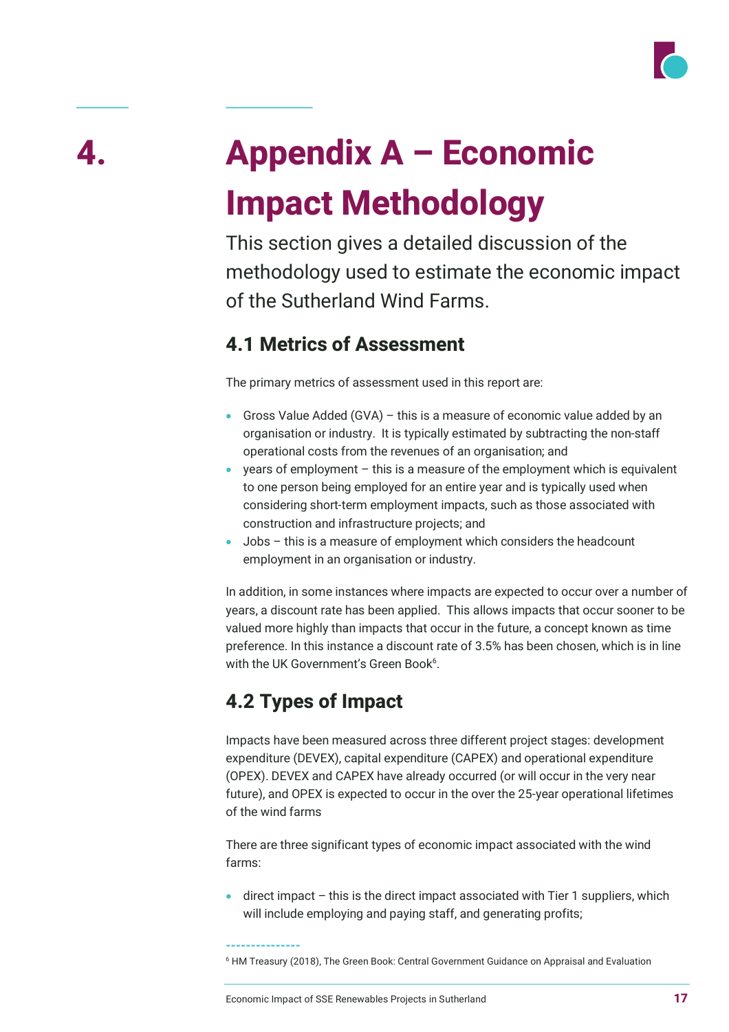# 4. Appendix A – Economic Impact Methodology

This section gives a detailed discussion of the methodology used to estimate the economic impact of the Sutherland Wind Farms.

## 4.1 Metrics of Assessment

The primary metrics of assessment used in this report are:

- Gross Value Added (GVA) – this is a measure of economic value added by an organisation or industry. It is typically estimated by subtracting the non-staff operational costs from the revenues of an organisation; and
- years of employment – this is a measure of the employment which is equivalent to one person being employed for an entire year and is typically used when considering short-term employment impacts, such as those associated with construction and infrastructure projects; and
- Jobs – this is a measure of employment which considers the headcount employment in an organisation or industry.

In addition, in some instances where impacts are expected to occur over a number of years, a discount rate has been applied. This allows impacts that occur sooner to be valued more highly than impacts that occur in the future, a concept known as time preference. In this instance a discount rate of 3.5% has been chosen, which is in line with the UK Government's Green Book[6].

## 4.2 Types of Impact

Impacts have been measured across three different project stages: development expenditure (DEVEX), capital expenditure (CAPEX) and operational expenditure (OPEX). DEVEX and CAPEX have already occurred (or will occur in the very near future), and OPEX is expected to occur in the over the 25-year operational lifetimes of the wind farms

There are three significant types of economic impact associated with the wind farms:

- direct impact – this is the direct impact associated with Tier 1 suppliers, which will include employing and paying staff, and generating profits;

[6] HM Treasury (2018), The Green Book: Central Government Guidance on Appraisal and Evaluation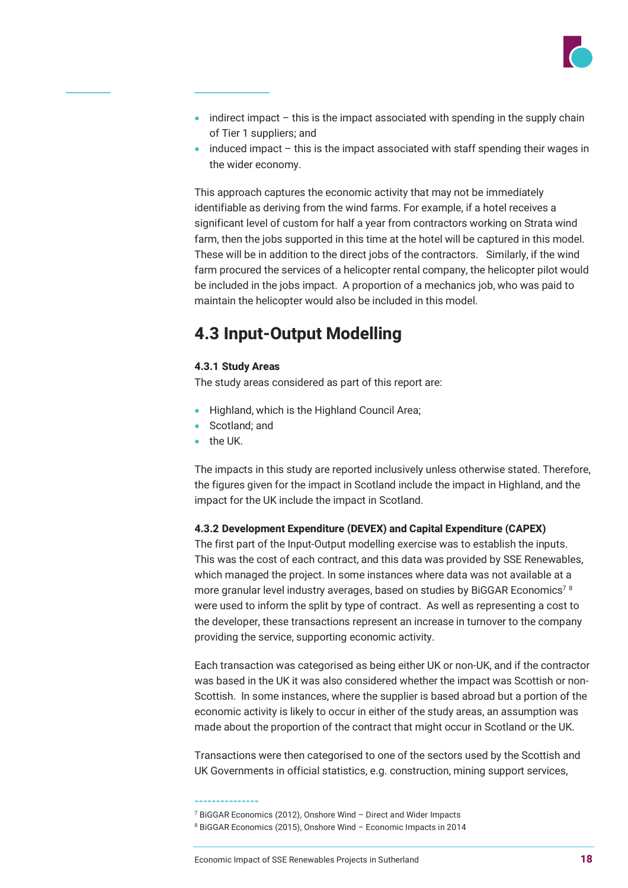- indirect impact – this is the impact associated with spending in the supply chain of Tier 1 suppliers; and
- induced impact – this is the impact associated with staff spending their wages in the wider economy.

This approach captures the economic activity that may not be immediately identifiable as deriving from the wind farms. For example, if a hotel receives a significant level of custom for half a year from contractors working on Strata wind farm, then the jobs supported in this time at the hotel will be captured in this model. These will be in addition to the direct jobs of the contractors. Similarly, if the wind farm procured the services of a helicopter rental company, the helicopter pilot would be included in the jobs impact. A proportion of a mechanics job, who was paid to maintain the helicopter would also be included in this model.

## 4.3 Input-Output Modelling

#### 4.3.1 Study Areas

The study areas considered as part of this report are:

- Highland, which is the Highland Council Area;
- Scotland; and
- the UK.

The impacts in this study are reported inclusively unless otherwise stated. Therefore, the figures given for the impact in Scotland include the impact in Highland, and the impact for the UK include the impact in Scotland.

#### 4.3.2 Development Expenditure (DEVEX) and Capital Expenditure (CAPEX)

The first part of the Input-Output modelling exercise was to establish the inputs. This was the cost of each contract, and this data was provided by SSE Renewables, which managed the project. In some instances where data was not available at a more granular level industry averages, based on studies by BiGGAR Economics[7] [8] were used to inform the split by type of contract. As well as representing a cost to the developer, these transactions represent an increase in turnover to the company providing the service, supporting economic activity.

Each transaction was categorised as being either UK or non-UK, and if the contractor was based in the UK it was also considered whether the impact was Scottish or non-Scottish. In some instances, where the supplier is based abroad but a portion of the economic activity is likely to occur in either of the study areas, an assumption was made about the proportion of the contract that might occur in Scotland or the UK.

Transactions were then categorised to one of the sectors used by the Scottish and UK Governments in official statistics, e.g. construction, mining support services,

---

[7] BiGGAR Economics (2012), Onshore Wind – Direct and Wider Impacts

[8] BiGGAR Economics (2015), Onshore Wind – Economic Impacts in 2014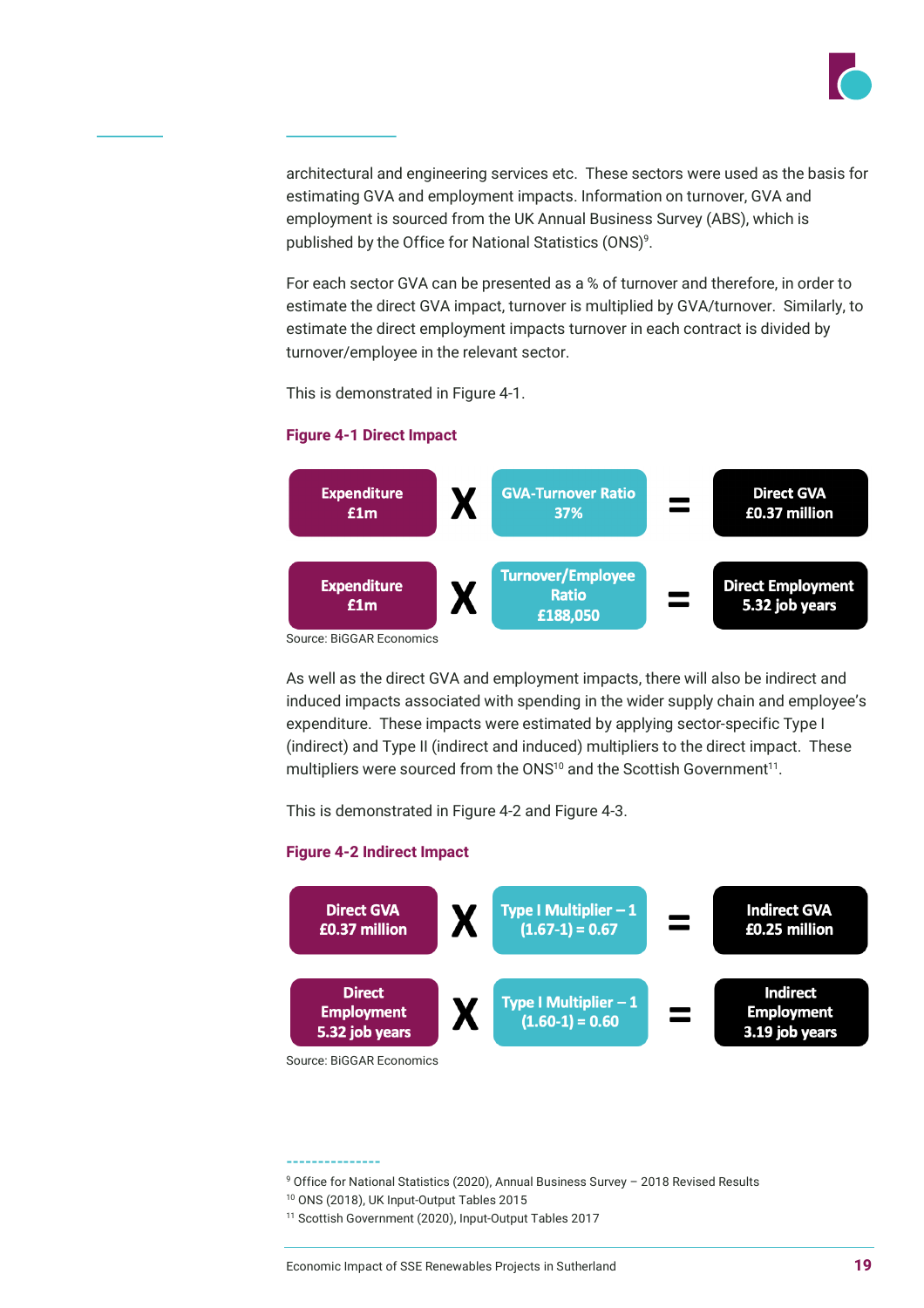architectural and engineering services etc. These sectors were used as the basis for estimating GVA and employment impacts. Information on turnover, GVA and employment is sourced from the UK Annual Business Survey (ABS), which is published by the Office for National Statistics (ONS)[9].

For each sector GVA can be presented as a % of turnover and therefore, in order to estimate the direct GVA impact, turnover is multiplied by GVA/turnover. Similarly, to estimate the direct employment impacts turnover in each contract is divided by turnover/employee in the relevant sector.

This is demonstrated in Figure 4-1.

**Figure 4-1 Direct Impact**

| | | | | |
|---|---|---|---|---|
| Expenditure £1m | X | GVA-Turnover Ratio 37% | = | Direct GVA £0.37 million |
| Expenditure £1m | X | Turnover/Employee Ratio £188,050 | = | Direct Employment 5.32 job years |

Source: BiGGAR Economics

As well as the direct GVA and employment impacts, there will also be indirect and induced impacts associated with spending in the wider supply chain and employee's expenditure. These impacts were estimated by applying sector-specific Type I (indirect) and Type II (indirect and induced) multipliers to the direct impact. These multipliers were sourced from the ONS[10] and the Scottish Government[11].

This is demonstrated in Figure 4-2 and Figure 4-3.

**Figure 4-2 Indirect Impact**

| | | | | |
|---|---|---|---|---|
| Direct GVA £0.37 million | X | Type I Multiplier – 1 (1.67-1) = 0.67 | = | Indirect GVA £0.25 million |
| Direct Employment 5.32 job years | X | Type I Multiplier – 1 (1.60-1) = 0.60 | = | Indirect Employment 3.19 job years |

Source: BiGGAR Economics

---

[9] Office for National Statistics (2020), Annual Business Survey – 2018 Revised Results

[10] ONS (2018), UK Input-Output Tables 2015

[11] Scottish Government (2020), Input-Output Tables 2017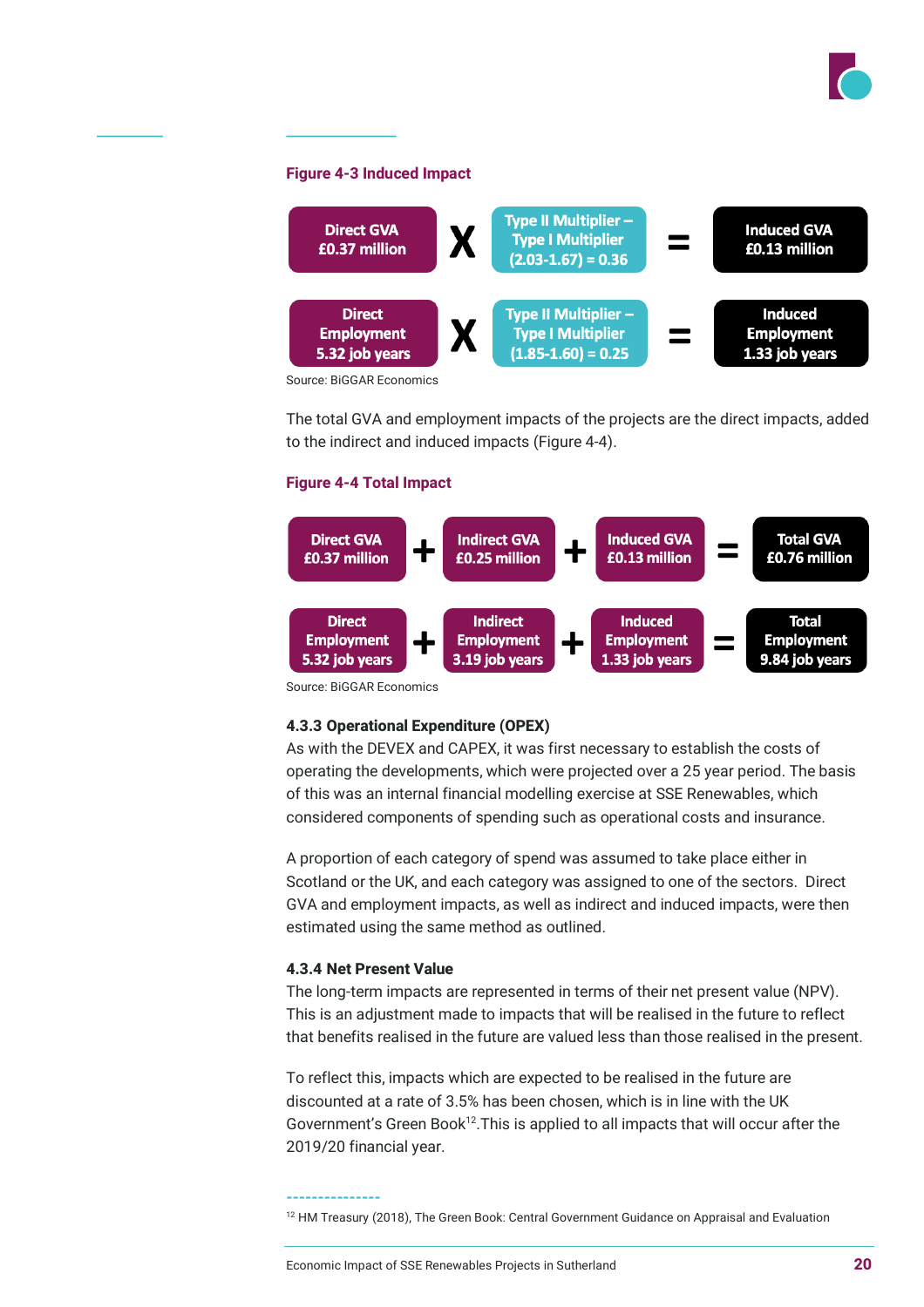**Figure 4-3 Induced Impact**

| | | | | |
|---|---|---|---|---|
| Direct GVA £0.37 million | X | Type II Multiplier – Type I Multiplier (2.03-1.67) = 0.36 | = | Induced GVA £0.13 million |
| Direct Employment 5.32 job years | X | Type II Multiplier – Type I Multiplier (1.85-1.60) = 0.25 | = | Induced Employment 1.33 job years |

Source: BiGGAR Economics

The total GVA and employment impacts of the projects are the direct impacts, added to the indirect and induced impacts (Figure 4-4).

**Figure 4-4 Total Impact**

| | | | | | | |
|---|---|---|---|---|---|---|
| Direct GVA £0.37 million | + | Indirect GVA £0.25 million | + | Induced GVA £0.13 million | = | Total GVA £0.76 million |
| Direct Employment 5.32 job years | + | Indirect Employment 3.19 job years | + | Induced Employment 1.33 job years | = | Total Employment 9.84 job years |

Source: BiGGAR Economics

#### 4.3.3 Operational Expenditure (OPEX)

As with the DEVEX and CAPEX, it was first necessary to establish the costs of operating the developments, which were projected over a 25 year period. The basis of this was an internal financial modelling exercise at SSE Renewables, which considered components of spending such as operational costs and insurance.

A proportion of each category of spend was assumed to take place either in Scotland or the UK, and each category was assigned to one of the sectors. Direct GVA and employment impacts, as well as indirect and induced impacts, were then estimated using the same method as outlined.

#### 4.3.4 Net Present Value

The long-term impacts are represented in terms of their net present value (NPV). This is an adjustment made to impacts that will be realised in the future to reflect that benefits realised in the future are valued less than those realised in the present.

To reflect this, impacts which are expected to be realised in the future are discounted at a rate of 3.5% has been chosen, which is in line with the UK Government's Green Book[12]. This is applied to all impacts that will occur after the 2019/20 financial year.

---

[12] HM Treasury (2018), The Green Book: Central Government Guidance on Appraisal and Evaluation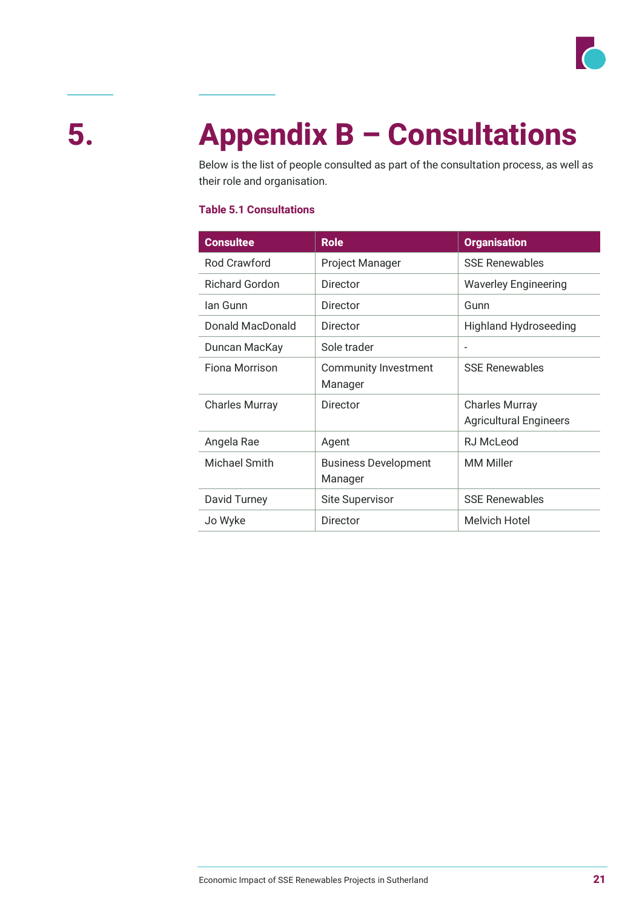# 5. Appendix B – Consultations

Below is the list of people consulted as part of the consultation process, as well as their role and organisation.

**Table 5.1 Consultations**

| Consultee | Role | Organisation |
|---|---|---|
| Rod Crawford | Project Manager | SSE Renewables |
| Richard Gordon | Director | Waverley Engineering |
| Ian Gunn | Director | Gunn |
| Donald MacDonald | Director | Highland Hydroseeding |
| Duncan MacKay | Sole trader | - |
| Fiona Morrison | Community Investment Manager | SSE Renewables |
| Charles Murray | Director | Charles Murray Agricultural Engineers |
| Angela Rae | Agent | RJ McLeod |
| Michael Smith | Business Development Manager | MM Miller |
| David Turney | Site Supervisor | SSE Renewables |
| Jo Wyke | Director | Melvich Hotel |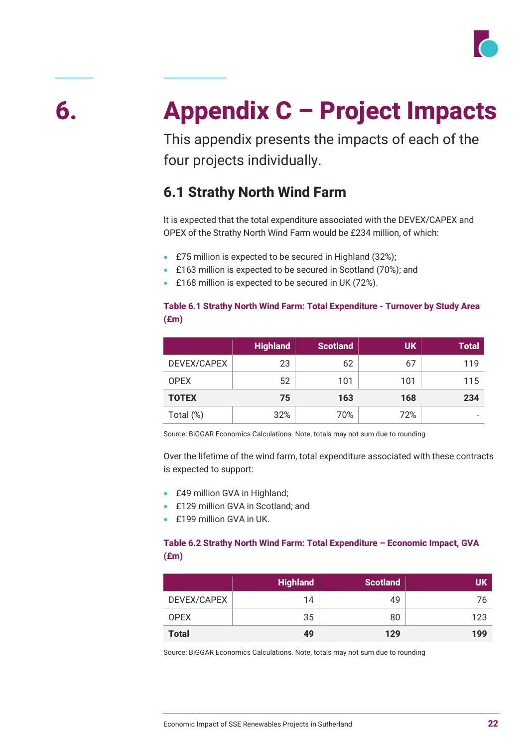# 6. Appendix C – Project Impacts

This appendix presents the impacts of each of the four projects individually.

## 6.1 Strathy North Wind Farm

It is expected that the total expenditure associated with the DEVEX/CAPEX and OPEX of the Strathy North Wind Farm would be £234 million, of which:

- £75 million is expected to be secured in Highland (32%);
- £163 million is expected to be secured in Scotland (70%); and
- £168 million is expected to be secured in UK (72%).

**Table 6.1 Strathy North Wind Farm: Total Expenditure - Turnover by Study Area (£m)**

| | Highland | Scotland | UK | Total |
|---|---|---|---|---|
| DEVEX/CAPEX | 23 | 62 | 67 | 119 |
| OPEX | 52 | 101 | 101 | 115 |
| **TOTEX** | **75** | **163** | **168** | **234** |
| Total (%) | 32% | 70% | 72% | - |

Source: BiGGAR Economics Calculations. Note, totals may not sum due to rounding

Over the lifetime of the wind farm, total expenditure associated with these contracts is expected to support:

- £49 million GVA in Highland;
- £129 million GVA in Scotland; and
- £199 million GVA in UK.

**Table 6.2 Strathy North Wind Farm: Total Expenditure – Economic Impact, GVA (£m)**

| | Highland | Scotland | UK |
|---|---|---|---|
| DEVEX/CAPEX | 14 | 49 | 76 |
| OPEX | 35 | 80 | 123 |
| **Total** | **49** | **129** | **199** |

Source: BiGGAR Economics Calculations. Note, totals may not sum due to rounding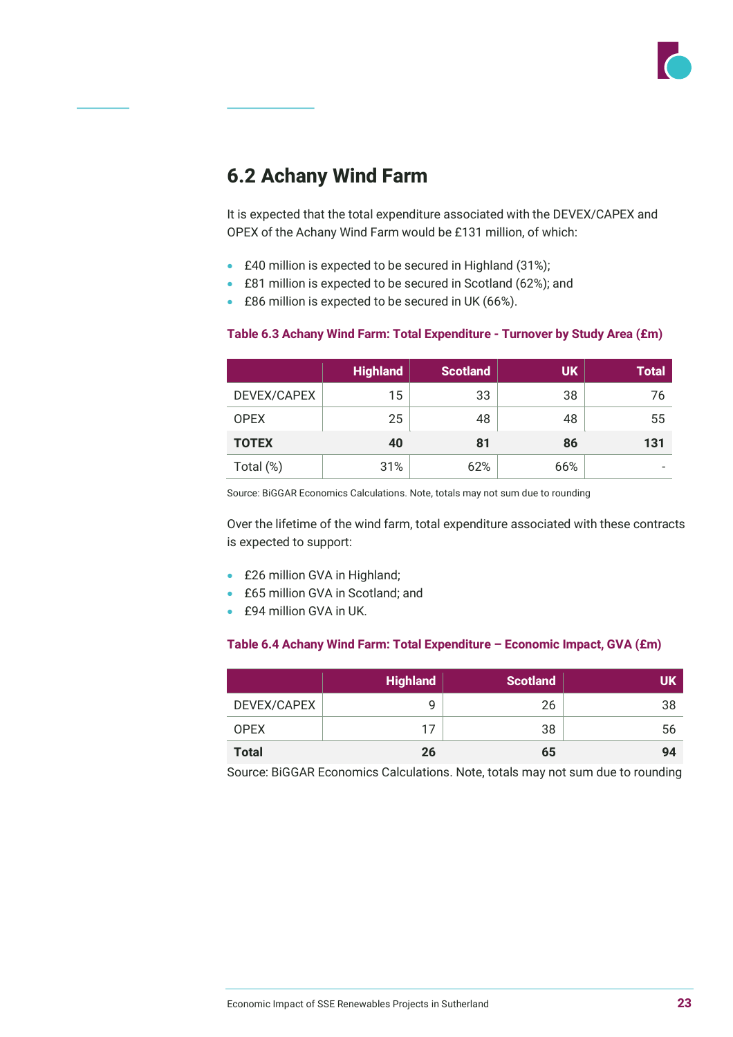## 6.2 Achany Wind Farm

It is expected that the total expenditure associated with the DEVEX/CAPEX and OPEX of the Achany Wind Farm would be £131 million, of which:

- £40 million is expected to be secured in Highland (31%);
- £81 million is expected to be secured in Scotland (62%); and
- £86 million is expected to be secured in UK (66%).

**Table 6.3 Achany Wind Farm: Total Expenditure - Turnover by Study Area (£m)**

| | Highland | Scotland | UK | Total |
|---|---|---|---|---|
| DEVEX/CAPEX | 15 | 33 | 38 | 76 |
| OPEX | 25 | 48 | 48 | 55 |
| **TOTEX** | **40** | **81** | **86** | **131** |
| Total (%) | 31% | 62% | 66% | - |

Source: BiGGAR Economics Calculations. Note, totals may not sum due to rounding

Over the lifetime of the wind farm, total expenditure associated with these contracts is expected to support:

- £26 million GVA in Highland;
- £65 million GVA in Scotland; and
- £94 million GVA in UK.

**Table 6.4 Achany Wind Farm: Total Expenditure – Economic Impact, GVA (£m)**

| | Highland | Scotland | UK |
|---|---|---|---|
| DEVEX/CAPEX | 9 | 26 | 38 |
| OPEX | 17 | 38 | 56 |
| **Total** | **26** | **65** | **94** |

Source: BiGGAR Economics Calculations. Note, totals may not sum due to rounding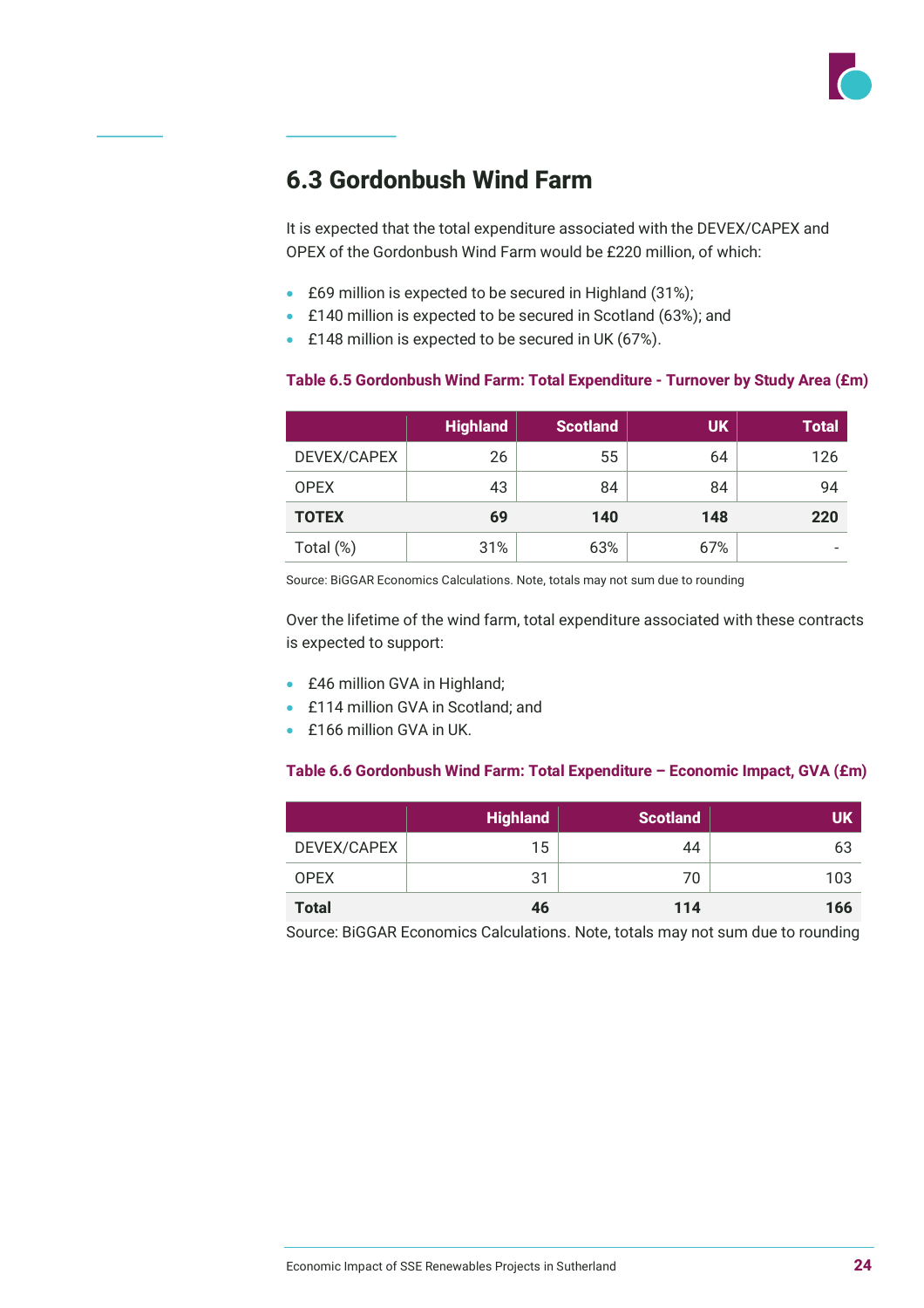## 6.3 Gordonbush Wind Farm

It is expected that the total expenditure associated with the DEVEX/CAPEX and OPEX of the Gordonbush Wind Farm would be £220 million, of which:

- £69 million is expected to be secured in Highland (31%);
- £140 million is expected to be secured in Scotland (63%); and
- £148 million is expected to be secured in UK (67%).

**Table 6.5 Gordonbush Wind Farm: Total Expenditure - Turnover by Study Area (£m)**

| | Highland | Scotland | UK | Total |
|---|---|---|---|---|
| DEVEX/CAPEX | 26 | 55 | 64 | 126 |
| OPEX | 43 | 84 | 84 | 94 |
| **TOTEX** | **69** | **140** | **148** | **220** |
| Total (%) | 31% | 63% | 67% | - |

Source: BiGGAR Economics Calculations. Note, totals may not sum due to rounding

Over the lifetime of the wind farm, total expenditure associated with these contracts is expected to support:

- £46 million GVA in Highland;
- £114 million GVA in Scotland; and
- £166 million GVA in UK.

**Table 6.6 Gordonbush Wind Farm: Total Expenditure – Economic Impact, GVA (£m)**

| | Highland | Scotland | UK |
|---|---|---|---|
| DEVEX/CAPEX | 15 | 44 | 63 |
| OPEX | 31 | 70 | 103 |
| **Total** | **46** | **114** | **166** |

Source: BiGGAR Economics Calculations. Note, totals may not sum due to rounding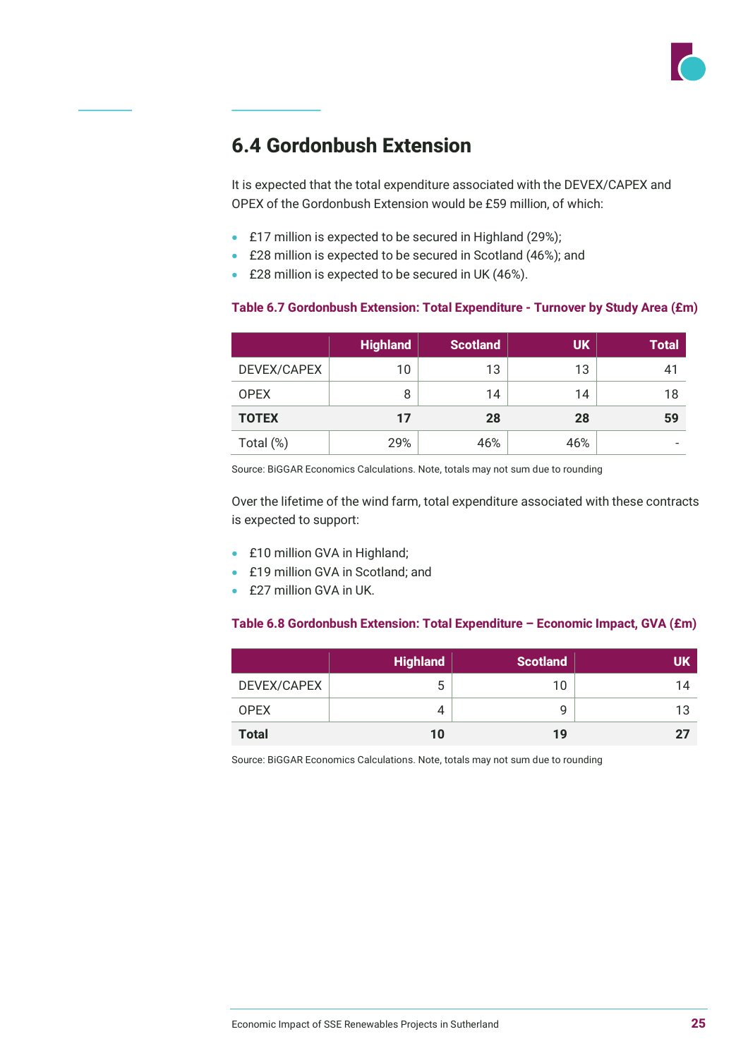## 6.4 Gordonbush Extension

It is expected that the total expenditure associated with the DEVEX/CAPEX and OPEX of the Gordonbush Extension would be £59 million, of which:

- £17 million is expected to be secured in Highland (29%);
- £28 million is expected to be secured in Scotland (46%); and
- £28 million is expected to be secured in UK (46%).

**Table 6.7 Gordonbush Extension: Total Expenditure - Turnover by Study Area (£m)**

| | Highland | Scotland | UK | Total |
|---|---|---|---|---|
| DEVEX/CAPEX | 10 | 13 | 13 | 41 |
| OPEX | 8 | 14 | 14 | 18 |
| **TOTEX** | **17** | **28** | **28** | **59** |
| Total (%) | 29% | 46% | 46% | - |

Source: BiGGAR Economics Calculations. Note, totals may not sum due to rounding

Over the lifetime of the wind farm, total expenditure associated with these contracts is expected to support:

- £10 million GVA in Highland;
- £19 million GVA in Scotland; and
- £27 million GVA in UK.

**Table 6.8 Gordonbush Extension: Total Expenditure – Economic Impact, GVA (£m)**

| | Highland | Scotland | UK |
|---|---|---|---|
| DEVEX/CAPEX | 5 | 10 | 14 |
| OPEX | 4 | 9 | 13 |
| **Total** | **10** | **19** | **27** |

Source: BiGGAR Economics Calculations. Note, totals may not sum due to rounding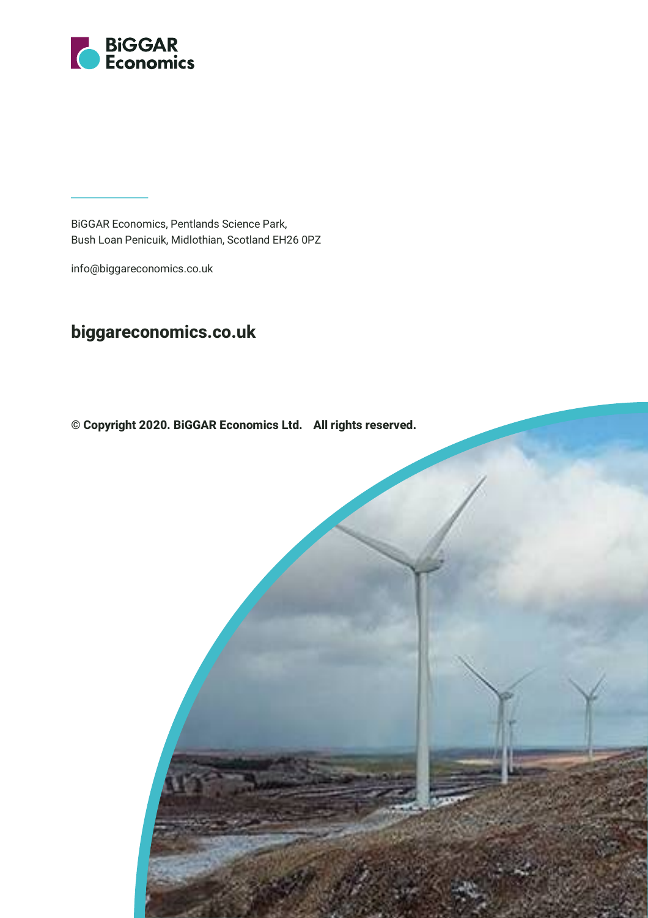BiGGAR Economics

BiGGAR Economics, Pentlands Science Park,
Bush Loan Penicuik, Midlothian, Scotland EH26 0PZ

info@biggareconomics.co.uk

**biggareconomics.co.uk**

**© Copyright 2020. BiGGAR Economics Ltd. All rights reserved.**